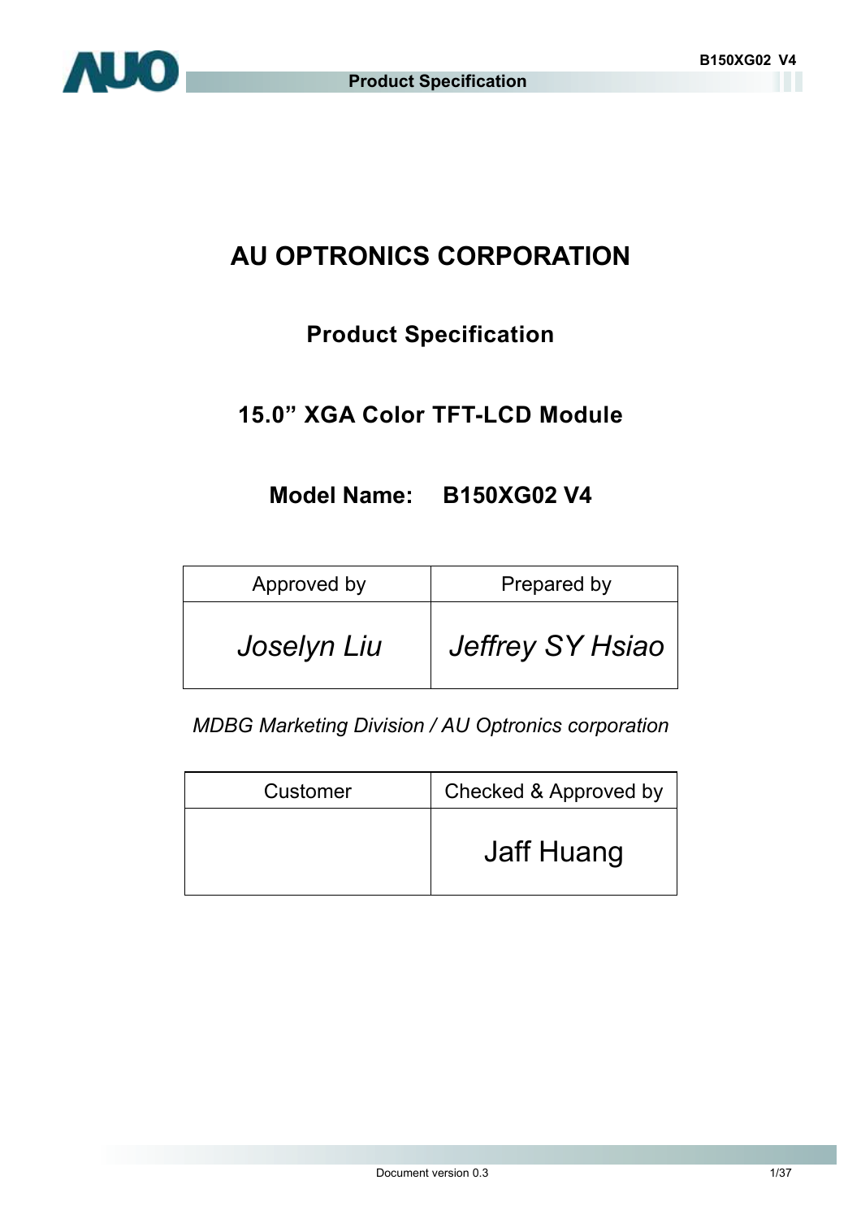# AU OPTRONICS CORPORATION

## Product Specification

## 15.0" XGA Color TFT-LCD Module

## Model Name: B150XG02 V4

| Approved by | Prepared by |
|---|---|
| *Joselyn Liu* | *Jeffrey SY Hsiao* |

*MDBG Marketing Division / AU Optronics corporation*

| Customer | Checked & Approved by |
|---|---|
| | Jaff Huang |

Document version 0.3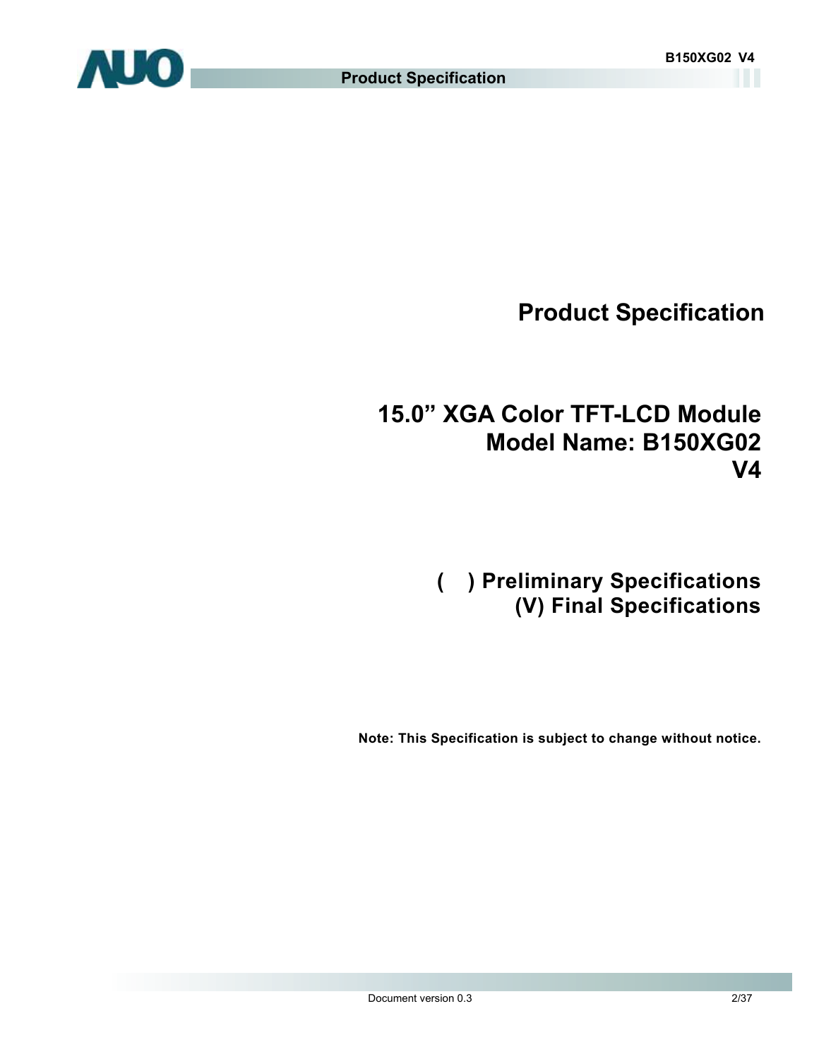# Product Specification

## 15.0” XGA Color TFT-LCD Module
## Model Name: B150XG02 V4

**( ) Preliminary Specifications**
**(V) Final Specifications**

**Note: This Specification is subject to change without notice.**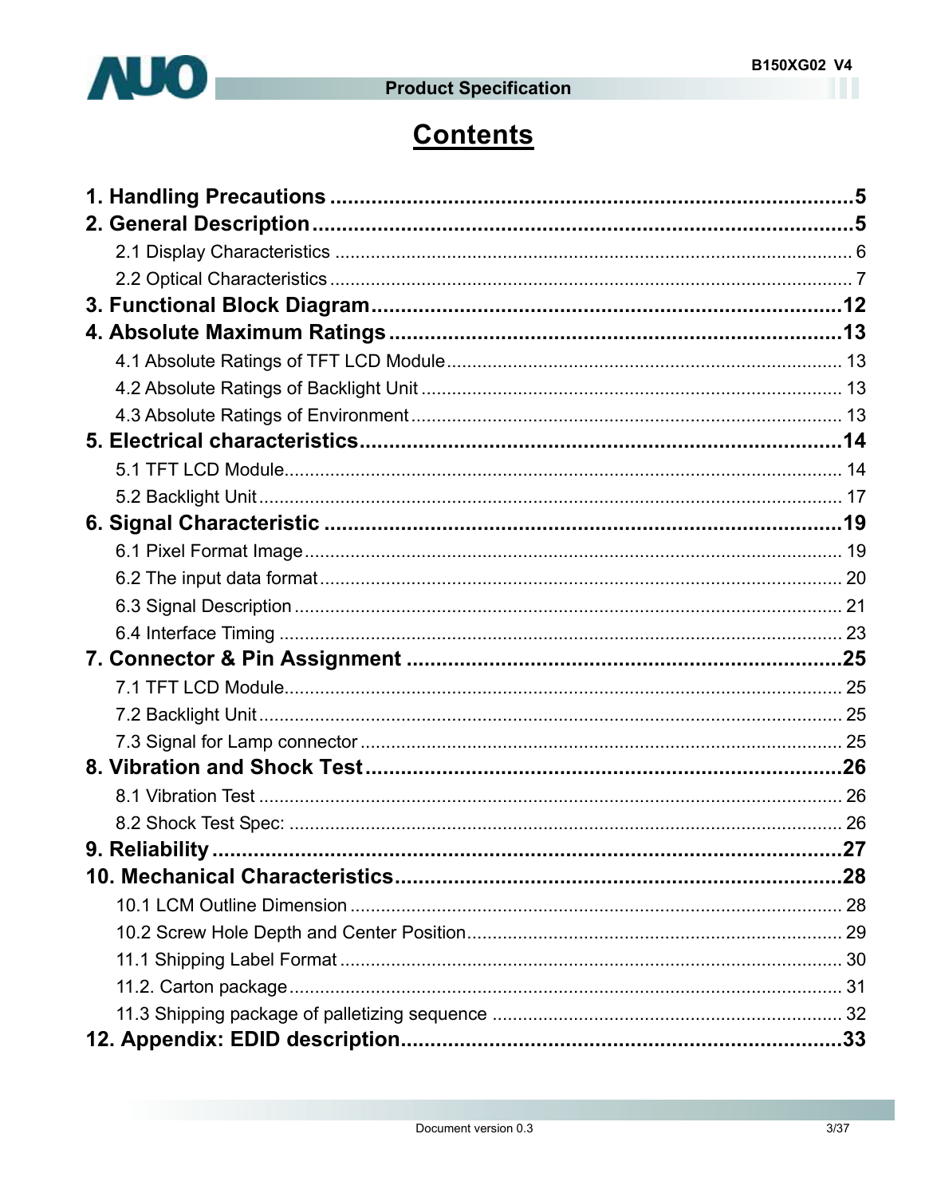# Contents

**1. Handling Precautions** .......................................................... **5**

**2. General Description** .......................................................... **5**

- 2.1 Display Characteristics .......................................................... 6
- 2.2 Optical Characteristics .......................................................... 7

**3. Functional Block Diagram** .......................................................... **12**

**4. Absolute Maximum Ratings** .......................................................... **13**

- 4.1 Absolute Ratings of TFT LCD Module .......................................................... 13
- 4.2 Absolute Ratings of Backlight Unit .......................................................... 13
- 4.3 Absolute Ratings of Environment .......................................................... 13

**5. Electrical characteristics** .......................................................... **14**

- 5.1 TFT LCD Module .......................................................... 14
- 5.2 Backlight Unit .......................................................... 17

**6. Signal Characteristic** .......................................................... **19**

- 6.1 Pixel Format Image .......................................................... 19
- 6.2 The input data format .......................................................... 20
- 6.3 Signal Description .......................................................... 21
- 6.4 Interface Timing .......................................................... 23

**7. Connector & Pin Assignment** .......................................................... **25**

- 7.1 TFT LCD Module .......................................................... 25
- 7.2 Backlight Unit .......................................................... 25
- 7.3 Signal for Lamp connector .......................................................... 25

**8. Vibration and Shock Test** .......................................................... **26**

- 8.1 Vibration Test .......................................................... 26
- 8.2 Shock Test Spec: .......................................................... 26

**9. Reliability** .......................................................... **27**

**10. Mechanical Characteristics** .......................................................... **28**

- 10.1 LCM Outline Dimension .......................................................... 28
- 10.2 Screw Hole Depth and Center Position .......................................................... 29
- 11.1 Shipping Label Format .......................................................... 30
- 11.2. Carton package .......................................................... 31
- 11.3 Shipping package of palletizing sequence .......................................................... 32

**12. Appendix: EDID description** .......................................................... **33**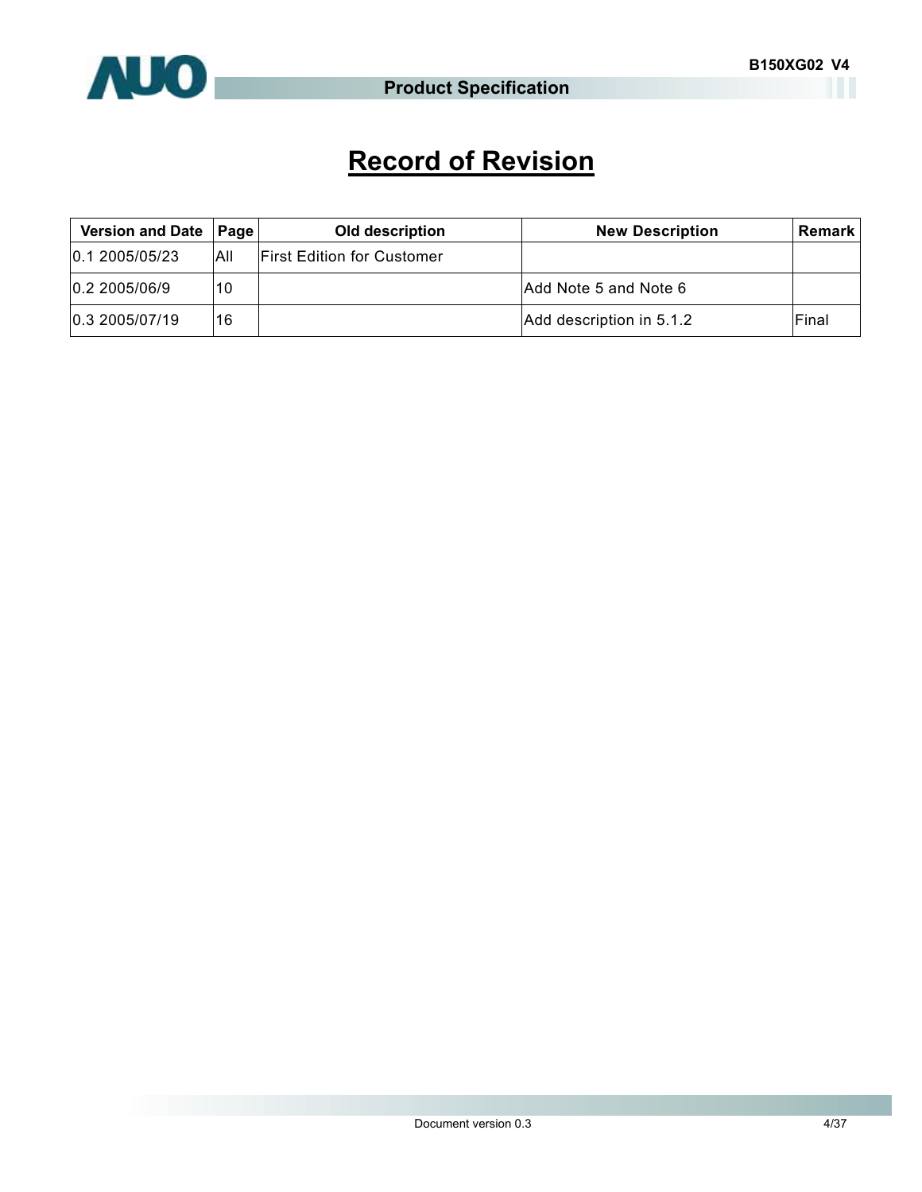# Record of Revision

| Version and Date | Page | Old description | New Description | Remark |
|---|---|---|---|---|
| 0.1 2005/05/23 | All | First Edition for Customer | | |
| 0.2 2005/06/9 | 10 | | Add Note 5 and Note 6 | |
| 0.3 2005/07/19 | 16 | | Add description in 5.1.2 | Final |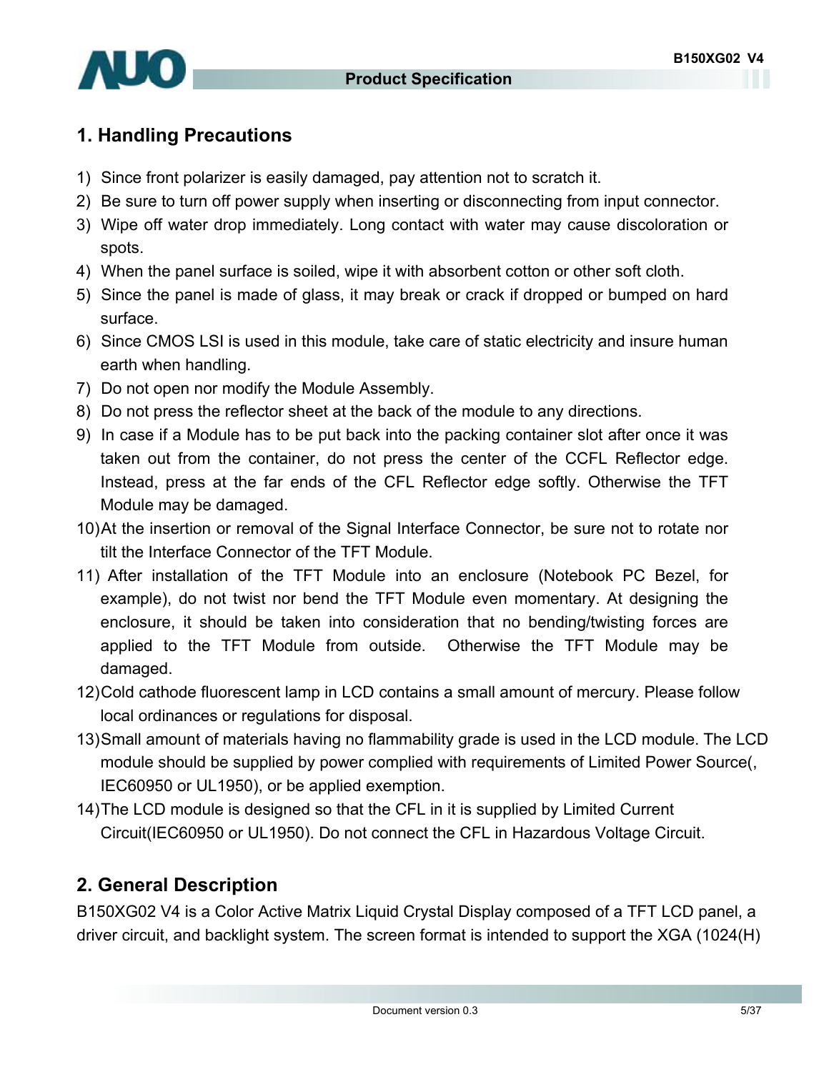## 1. Handling Precautions

1) Since front polarizer is easily damaged, pay attention not to scratch it.
2) Be sure to turn off power supply when inserting or disconnecting from input connector.
3) Wipe off water drop immediately. Long contact with water may cause discoloration or spots.
4) When the panel surface is soiled, wipe it with absorbent cotton or other soft cloth.
5) Since the panel is made of glass, it may break or crack if dropped or bumped on hard surface.
6) Since CMOS LSI is used in this module, take care of static electricity and insure human earth when handling.
7) Do not open nor modify the Module Assembly.
8) Do not press the reflector sheet at the back of the module to any directions.
9) In case if a Module has to be put back into the packing container slot after once it was taken out from the container, do not press the center of the CCFL Reflector edge. Instead, press at the far ends of the CFL Reflector edge softly. Otherwise the TFT Module may be damaged.
10) At the insertion or removal of the Signal Interface Connector, be sure not to rotate nor tilt the Interface Connector of the TFT Module.
11) After installation of the TFT Module into an enclosure (Notebook PC Bezel, for example), do not twist nor bend the TFT Module even momentary. At designing the enclosure, it should be taken into consideration that no bending/twisting forces are applied to the TFT Module from outside. Otherwise the TFT Module may be damaged.
12) Cold cathode fluorescent lamp in LCD contains a small amount of mercury. Please follow local ordinances or regulations for disposal.
13) Small amount of materials having no flammability grade is used in the LCD module. The LCD module should be supplied by power complied with requirements of Limited Power Source(, IEC60950 or UL1950), or be applied exemption.
14) The LCD module is designed so that the CFL in it is supplied by Limited Current Circuit(IEC60950 or UL1950). Do not connect the CFL in Hazardous Voltage Circuit.

## 2. General Description

B150XG02 V4 is a Color Active Matrix Liquid Crystal Display composed of a TFT LCD panel, a driver circuit, and backlight system. The screen format is intended to support the XGA (1024(H)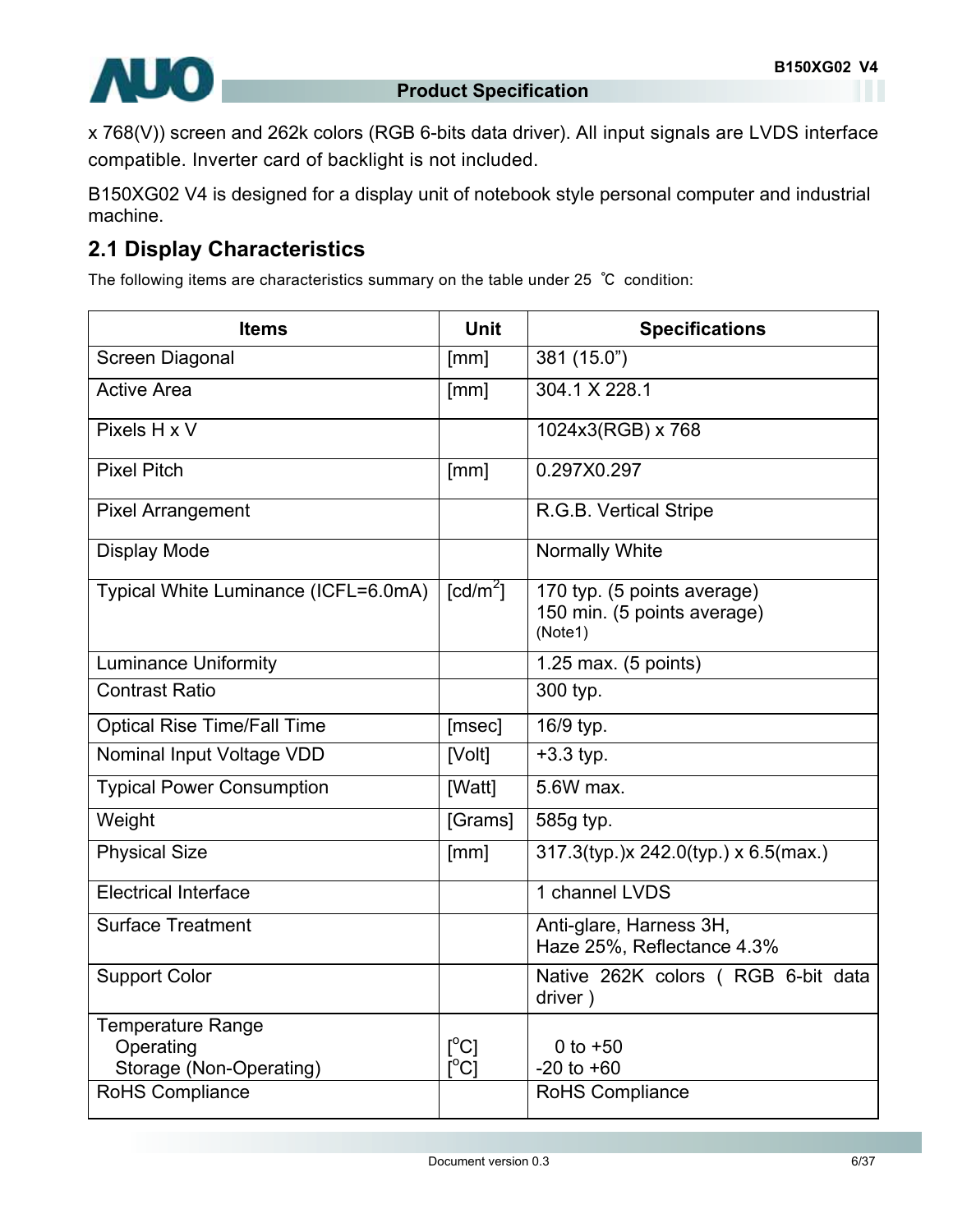x 768(V)) screen and 262k colors (RGB 6-bits data driver). All input signals are LVDS interface compatible. Inverter card of backlight is not included.

B150XG02 V4 is designed for a display unit of notebook style personal computer and industrial machine.

## 2.1 Display Characteristics

The following items are characteristics summary on the table under 25 ℃ condition:

| Items | Unit | Specifications |
|---|---|---|
| Screen Diagonal | [mm] | 381 (15.0") |
| Active Area | [mm] | 304.1 X 228.1 |
| Pixels H x V | | 1024x3(RGB) x 768 |
| Pixel Pitch | [mm] | 0.297X0.297 |
| Pixel Arrangement | | R.G.B. Vertical Stripe |
| Display Mode | | Normally White |
| Typical White Luminance (ICFL=6.0mA) | [cd/m$^2$] | 170 typ. (5 points average)<br>150 min. (5 points average)<br>(Note1) |
| Luminance Uniformity | | 1.25 max. (5 points) |
| Contrast Ratio | | 300 typ. |
| Optical Rise Time/Fall Time | [msec] | 16/9 typ. |
| Nominal Input Voltage VDD | [Volt] | +3.3 typ. |
| Typical Power Consumption | [Watt] | 5.6W max. |
| Weight | [Grams] | 585g typ. |
| Physical Size | [mm] | 317.3(typ.)x 242.0(typ.) x 6.5(max.) |
| Electrical Interface | | 1 channel LVDS |
| Surface Treatment | | Anti-glare, Harness 3H,<br>Haze 25%, Reflectance 4.3% |
| Support Color | | Native 262K colors ( RGB 6-bit data driver ) |
| Temperature Range<br>Operating<br>Storage (Non-Operating) | <br>[$^o$C]<br>[$^o$C] | <br>0 to +50<br>-20 to +60 |
| RoHS Compliance | | RoHS Compliance |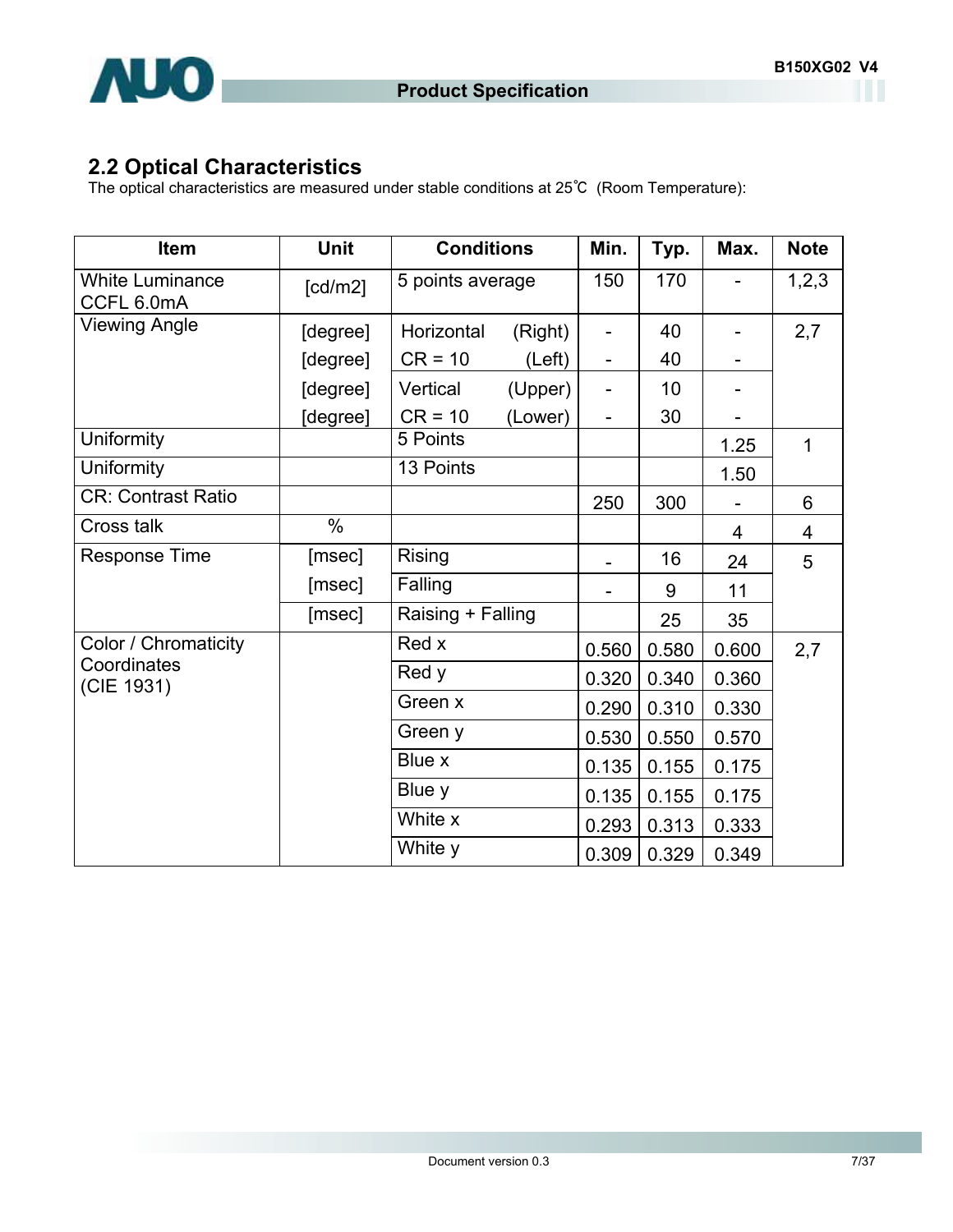## 2.2 Optical Characteristics

The optical characteristics are measured under stable conditions at 25℃ (Room Temperature):

| Item | Unit | Conditions | | Min. | Typ. | Max. | Note |
|---|---|---|---|---|---|---|---|
| White Luminance CCFL 6.0mA | [cd/m2] | 5 points average | | 150 | 170 | - | 1,2,3 |
| Viewing Angle | [degree] | Horizontal | (Right) | - | 40 | - | 2,7 |
| | [degree] | CR = 10 | (Left) | - | 40 | - | |
| | [degree] | Vertical | (Upper) | - | 10 | - | |
| | [degree] | CR = 10 | (Lower) | - | 30 | - | |
| Uniformity | | 5 Points | | | | 1.25 | 1 |
| Uniformity | | 13 Points | | | | 1.50 | |
| CR: Contrast Ratio | | | | 250 | 300 | - | 6 |
| Cross talk | % | | | | | 4 | 4 |
| Response Time | [msec] | Rising | | - | 16 | 24 | 5 |
| | [msec] | Falling | | - | 9 | 11 | |
| | [msec] | Raising + Falling | | | 25 | 35 | |
| Color / Chromaticity Coordinates (CIE 1931) | | Red x | | 0.560 | 0.580 | 0.600 | 2,7 |
| | | Red y | | 0.320 | 0.340 | 0.360 | |
| | | Green x | | 0.290 | 0.310 | 0.330 | |
| | | Green y | | 0.530 | 0.550 | 0.570 | |
| | | Blue x | | 0.135 | 0.155 | 0.175 | |
| | | Blue y | | 0.135 | 0.155 | 0.175 | |
| | | White x | | 0.293 | 0.313 | 0.333 | |
| | | White y | | 0.309 | 0.329 | 0.349 | |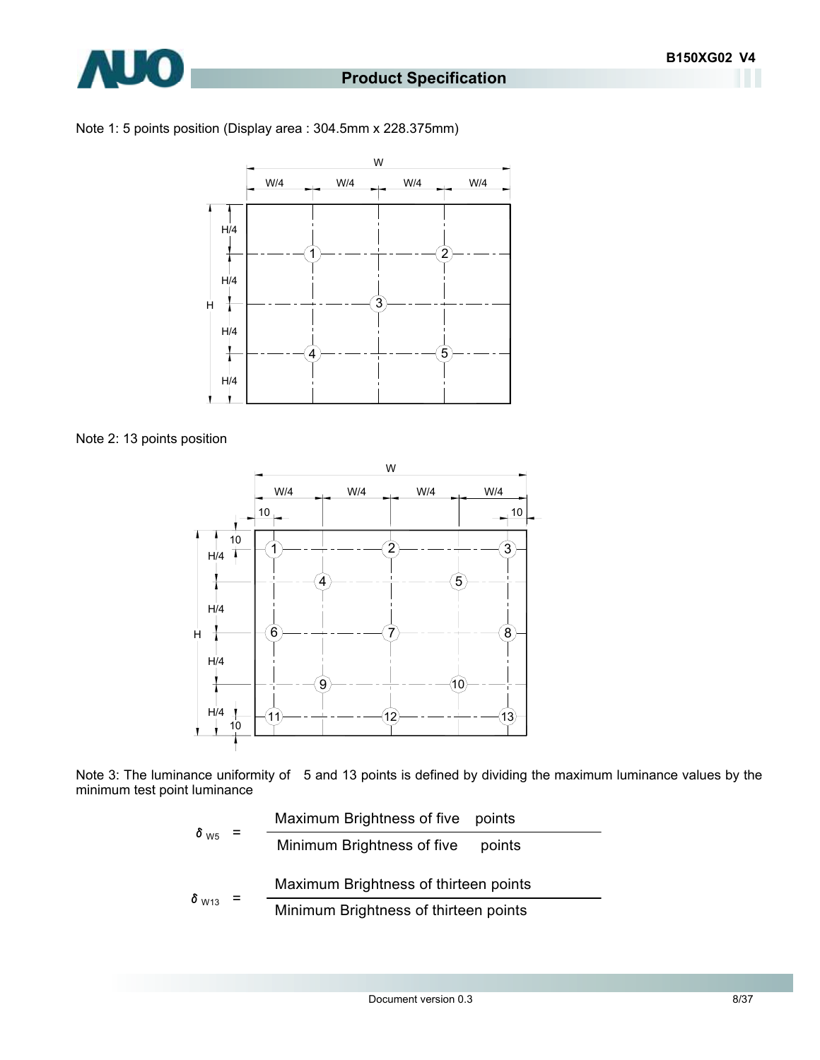Note 1: 5 points position (Display area : 304.5mm x 228.375mm)

Note 2: 13 points position

Note 3: The luminance uniformity of 5 and 13 points is defined by dividing the maximum luminance values by the minimum test point luminance

$$\delta_{W5} = \frac{\text{Maximum Brightness of five points}}{\text{Minimum Brightness of five points}}$$

$$\delta_{W13} = \frac{\text{Maximum Brightness of thirteen points}}{\text{Minimum Brightness of thirteen points}}$$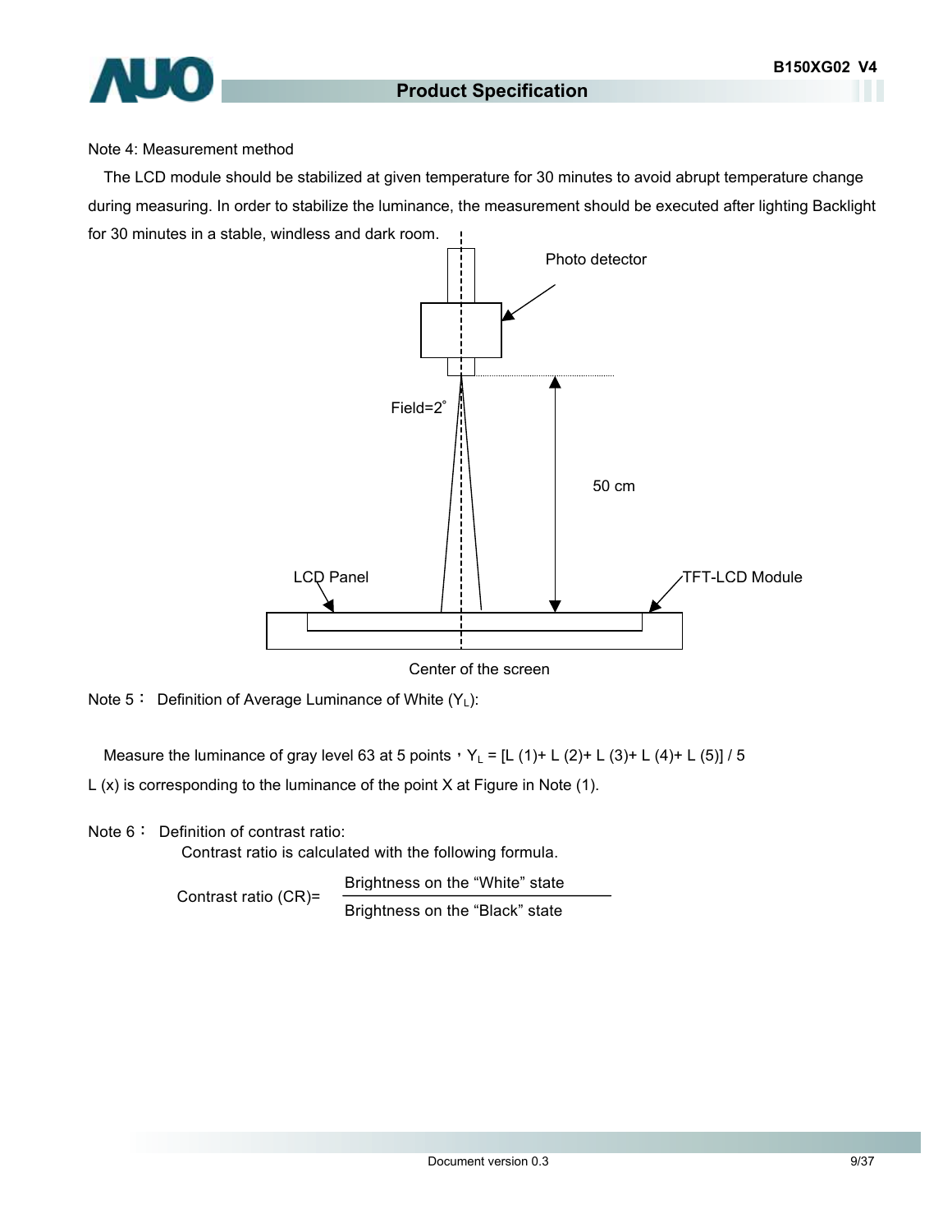Note 4: Measurement method

The LCD module should be stabilized at given temperature for 30 minutes to avoid abrupt temperature change during measuring. In order to stabilize the luminance, the measurement should be executed after lighting Backlight for 30 minutes in a stable, windless and dark room.

Photo detector

Field=2°

50 cm

LCD Panel

TFT-LCD Module

Center of the screen

Note 5： Definition of Average Luminance of White ($Y_L$):

Measure the luminance of gray level 63 at 5 points，$Y_L$ = [L (1)+ L (2)+ L (3)+ L (4)+ L (5)] / 5

L (x) is corresponding to the luminance of the point X at Figure in Note (1).

Note 6： Definition of contrast ratio:

Contrast ratio is calculated with the following formula.

$$\text{Contrast ratio (CR)} = \frac{\text{Brightness on the “White” state}}{\text{Brightness on the “Black” state}}$$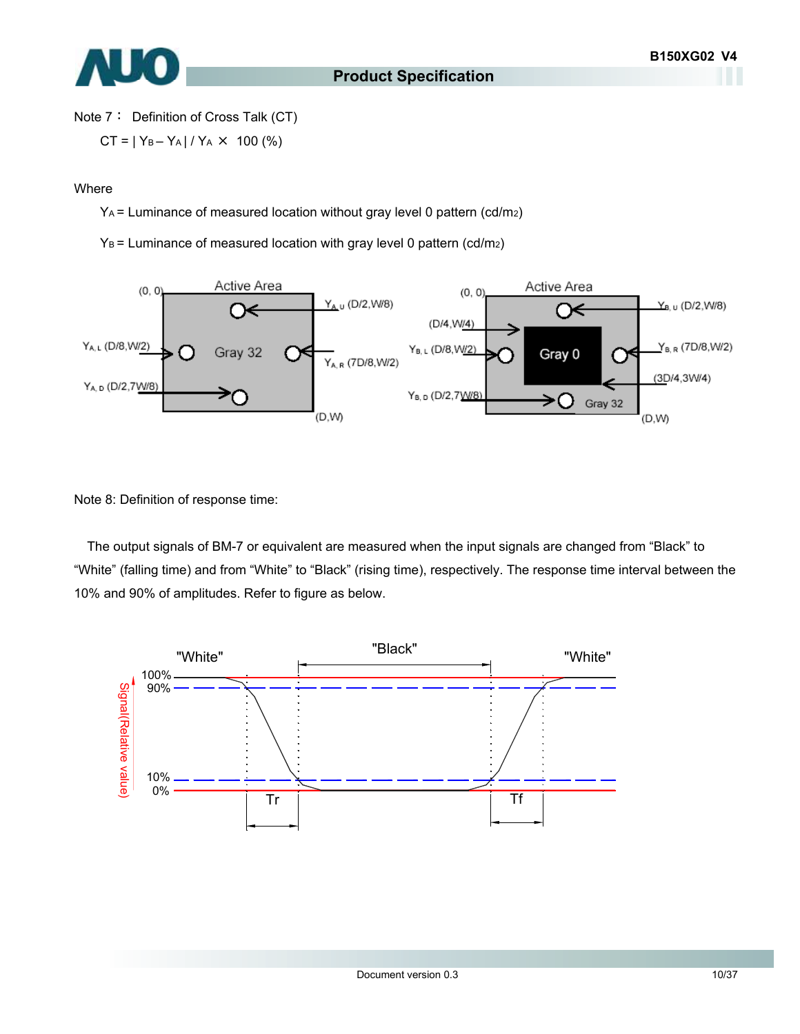Note 7： Definition of Cross Talk (CT)

$CT = | Y_B - Y_A | / Y_A \times 100$ (%)

Where

$Y_A$ = Luminance of measured location without gray level 0 pattern (cd/m2)

$Y_B$ = Luminance of measured location with gray level 0 pattern (cd/m2)

Note 8: Definition of response time:

The output signals of BM-7 or equivalent are measured when the input signals are changed from “Black” to “White” (falling time) and from “White” to “Black” (rising time), respectively. The response time interval between the 10% and 90% of amplitudes. Refer to figure as below.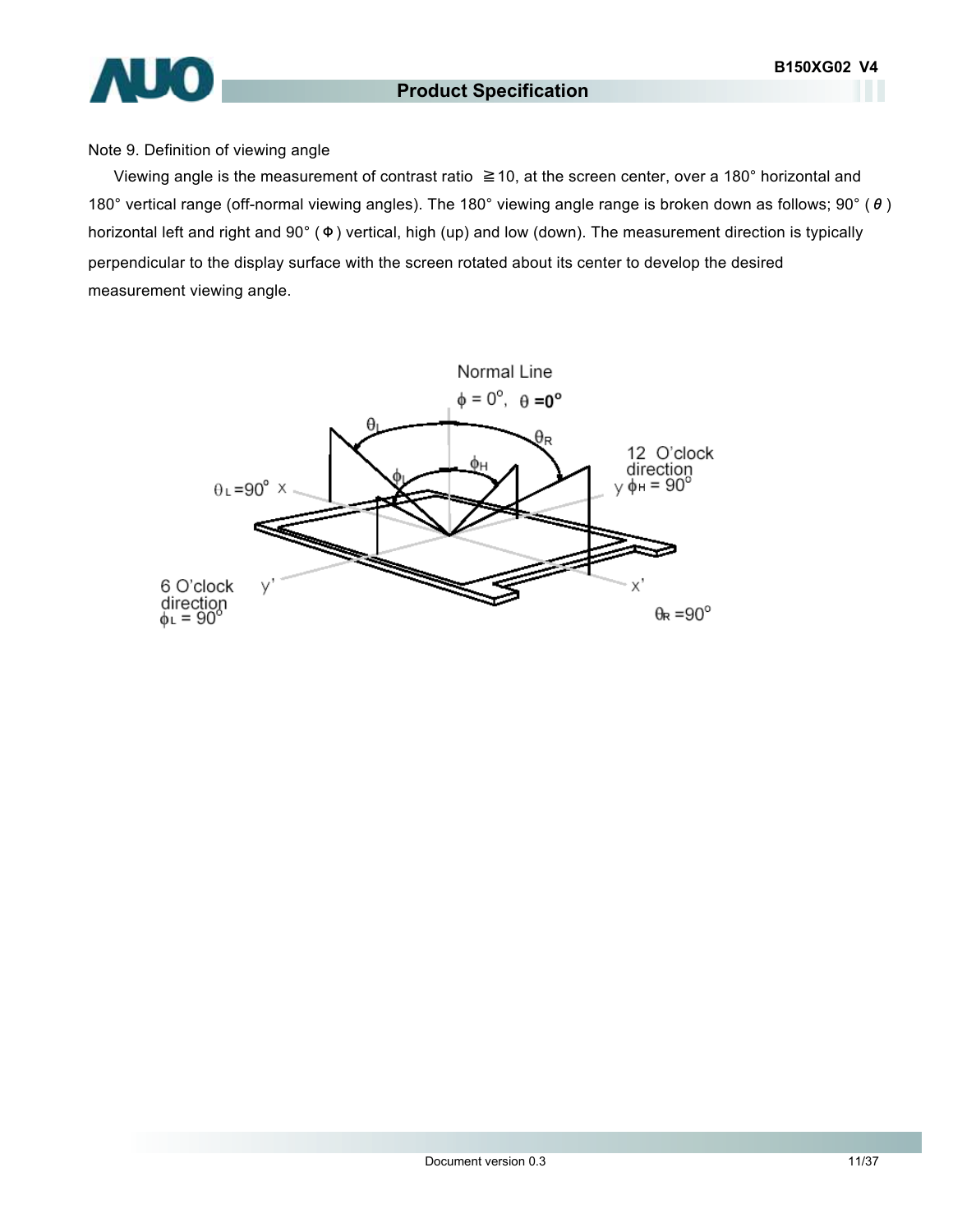Note 9. Definition of viewing angle

Viewing angle is the measurement of contrast ratio ≧10, at the screen center, over a 180° horizontal and 180° vertical range (off-normal viewing angles). The 180° viewing angle range is broken down as follows; 90° ( θ ) horizontal left and right and 90° ( Φ ) vertical, high (up) and low (down). The measurement direction is typically perpendicular to the display surface with the screen rotated about its center to develop the desired measurement viewing angle.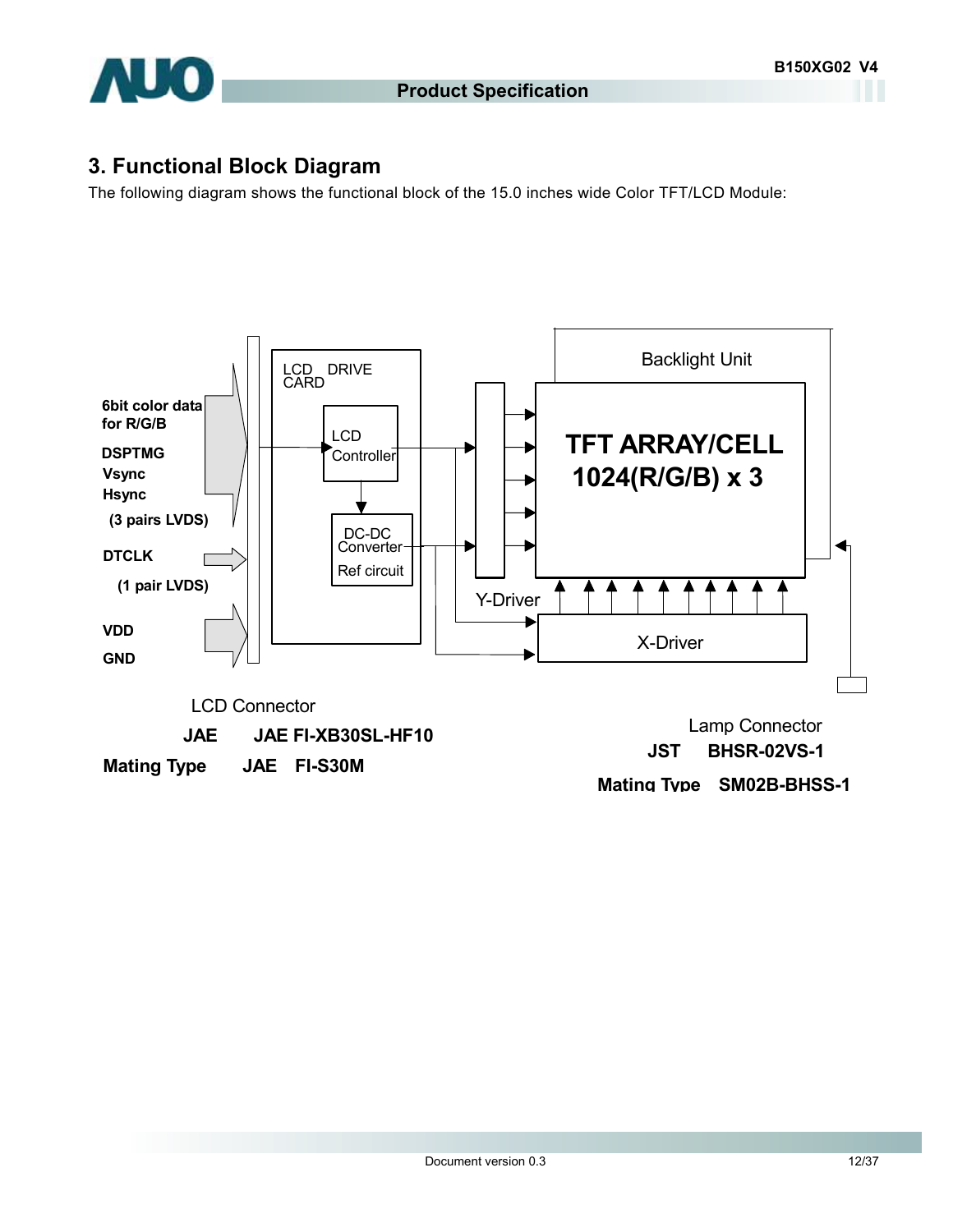# 3. Functional Block Diagram

The following diagram shows the functional block of the 15.0 inches wide Color TFT/LCD Module:

**6bit color data for R/G/B**

**DSPTMG**
**Vsync**
**Hsync**

**(3 pairs LVDS)**

**DTCLK**

**(1 pair LVDS)**

**VDD**

**GND**

LCD DRIVE CARD

LCD Controller

DC-DC Converter

Ref circuit

Backlight Unit

**TFT ARRAY/CELL**
**1024(R/G/B) x 3**

Y-Driver

X-Driver

LCD Connector

**JAE JAE FI-XB30SL-HF10**

**Mating Type JAE FI-S30M**

Lamp Connector

**JST BHSR-02VS-1**

**Mating Type SM02B-BHSS-1**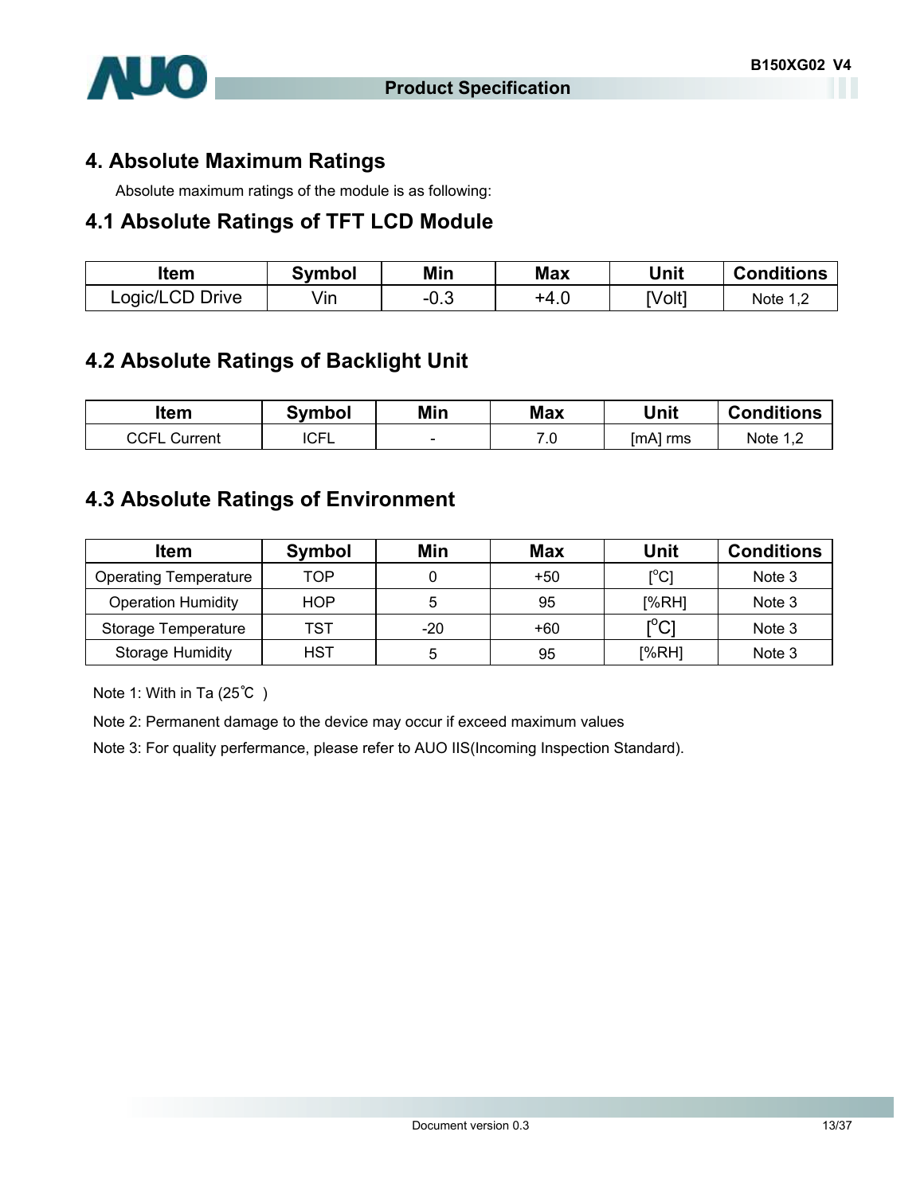# 4. Absolute Maximum Ratings

Absolute maximum ratings of the module is as following:

## 4.1 Absolute Ratings of TFT LCD Module

| Item | Symbol | Min | Max | Unit | Conditions |
|---|---|---|---|---|---|
| Logic/LCD Drive | Vin | -0.3 | +4.0 | [Volt] | Note 1,2 |

## 4.2 Absolute Ratings of Backlight Unit

| Item | Symbol | Min | Max | Unit | Conditions |
|---|---|---|---|---|---|
| CCFL Current | ICFL | - | 7.0 | [mA] rms | Note 1,2 |

## 4.3 Absolute Ratings of Environment

| Item | Symbol | Min | Max | Unit | Conditions |
|---|---|---|---|---|---|
| Operating Temperature | TOP | 0 | +50 | [$^{o}$C] | Note 3 |
| Operation Humidity | HOP | 5 | 95 | [%RH] | Note 3 |
| Storage Temperature | TST | -20 | +60 | [$^{o}$C] | Note 3 |
| Storage Humidity | HST | 5 | 95 | [%RH] | Note 3 |

Note 1: With in Ta (25℃ )

Note 2: Permanent damage to the device may occur if exceed maximum values

Note 3: For quality perfermance, please refer to AUO IIS(Incoming Inspection Standard).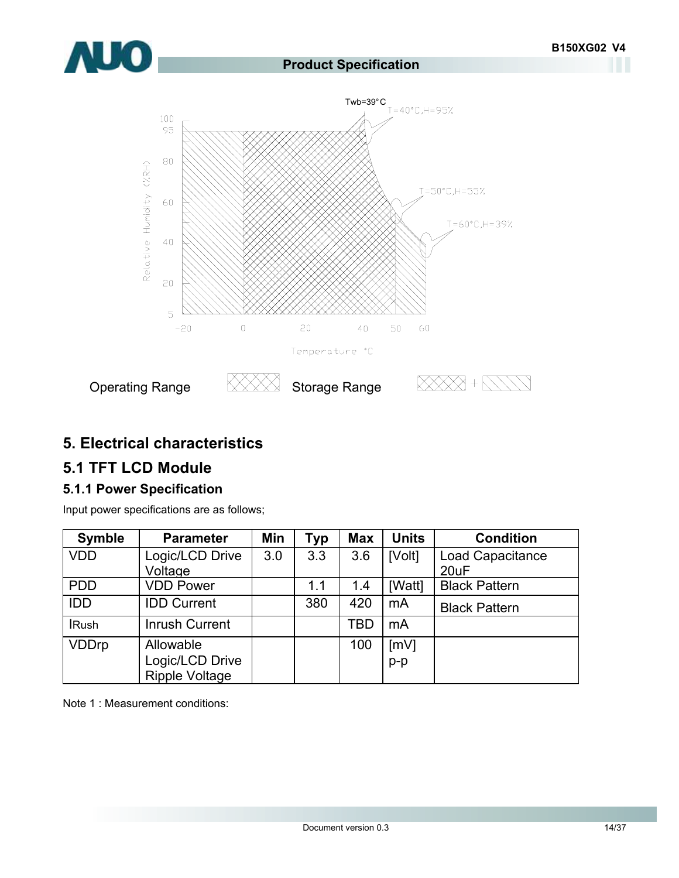Twb=39°C

T=40°C,H=95%

T=50°C,H=55%

T=60°C,H=39%

Relative Humidity (%RH)

Temperature °C

Operating Range

Storage Range

# 5. Electrical characteristics

## 5.1 TFT LCD Module

### 5.1.1 Power Specification

Input power specifications are as follows;

| Symble | Parameter | Min | Typ | Max | Units | Condition |
|---|---|---|---|---|---|---|
| VDD | Logic/LCD Drive Voltage | 3.0 | 3.3 | 3.6 | [Volt] | Load Capacitance 20uF |
| PDD | VDD Power | | 1.1 | 1.4 | [Watt] | Black Pattern |
| IDD | IDD Current | | 380 | 420 | mA | Black Pattern |
| IRush | Inrush Current | | | TBD | mA | |
| VDDrp | Allowable Logic/LCD Drive Ripple Voltage | | | 100 | [mV] p-p | |

Note 1 : Measurement conditions: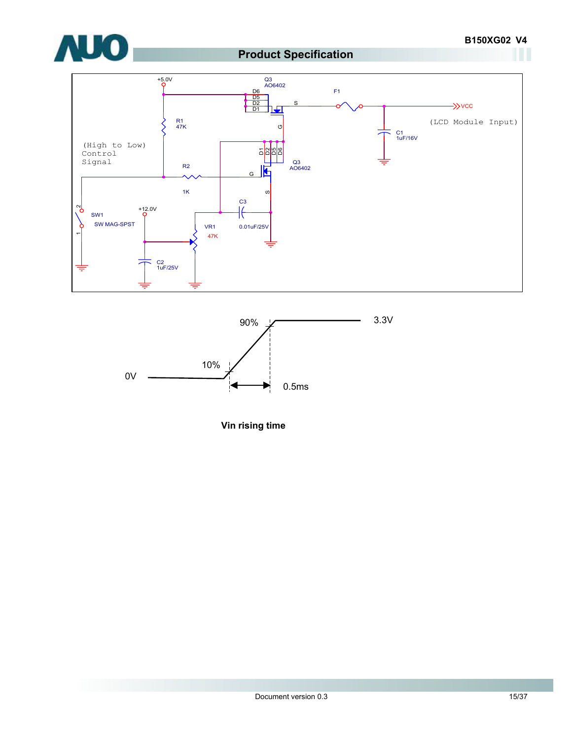(High to Low) Control Signal

+5.0V

Q3 AO6402

D6 D5 D2 D1

S

G

F1

VCC

(LCD Module Input)

R1 47K

C1 1uF/16V

D1 D2 D5 D6

Q3 AO6402

R2 1K

G

S

C3 0.01uF/25V

SW1 SW MAG-SPST

+12.0V

VR1 47K

C2 1uF/25V

90%

3.3V

10%

0V

0.5ms

**Vin rising time**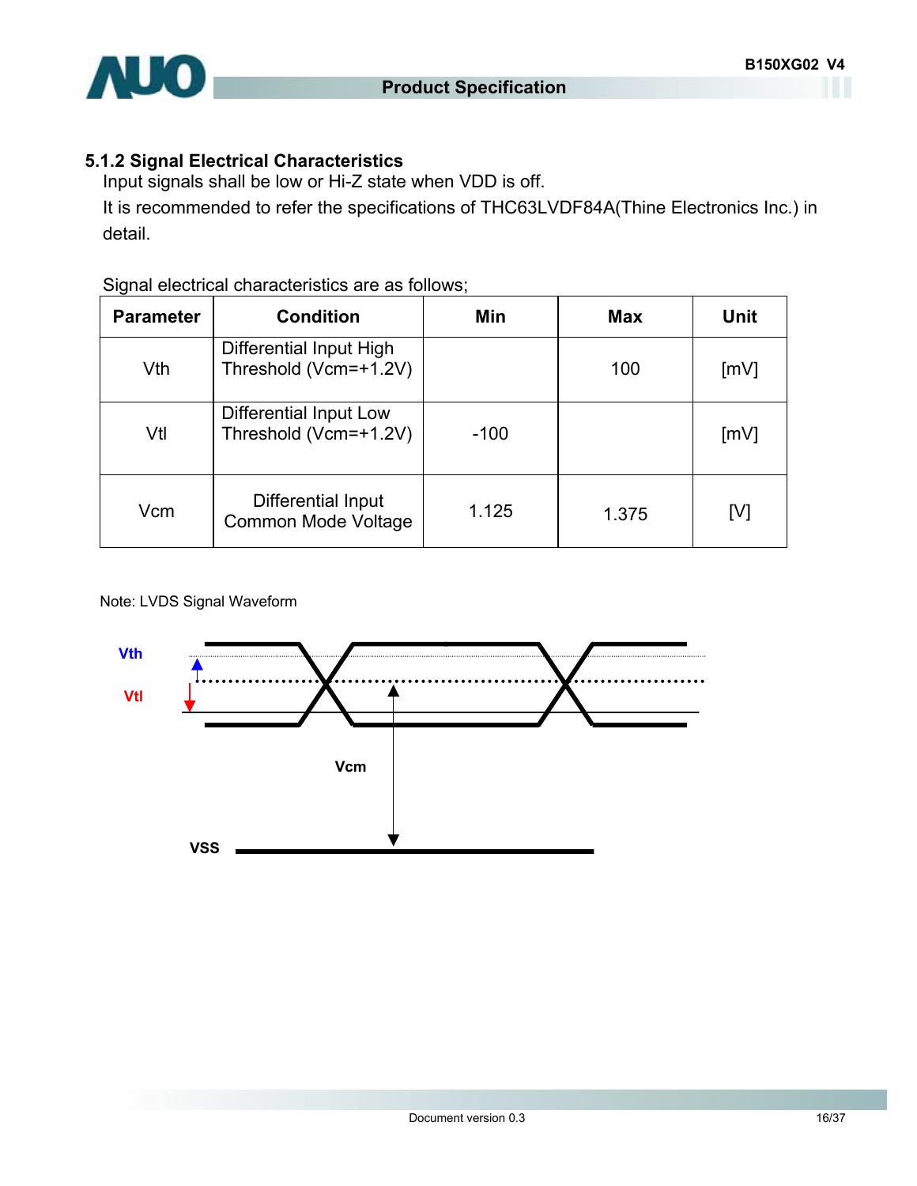### 5.1.2 Signal Electrical Characteristics

Input signals shall be low or Hi-Z state when VDD is off.

It is recommended to refer the specifications of THC63LVDF84A(Thine Electronics Inc.) in detail.

Signal electrical characteristics are as follows;

| Parameter | Condition | Min | Max | Unit |
|---|---|---|---|---|
| Vth | Differential Input High Threshold (Vcm=+1.2V) | | 100 | [mV] |
| Vtl | Differential Input Low Threshold (Vcm=+1.2V) | -100 | | [mV] |
| Vcm | Differential Input Common Mode Voltage | 1.125 | 1.375 | [V] |

Note: LVDS Signal Waveform

Vth

Vtl

Vcm

VSS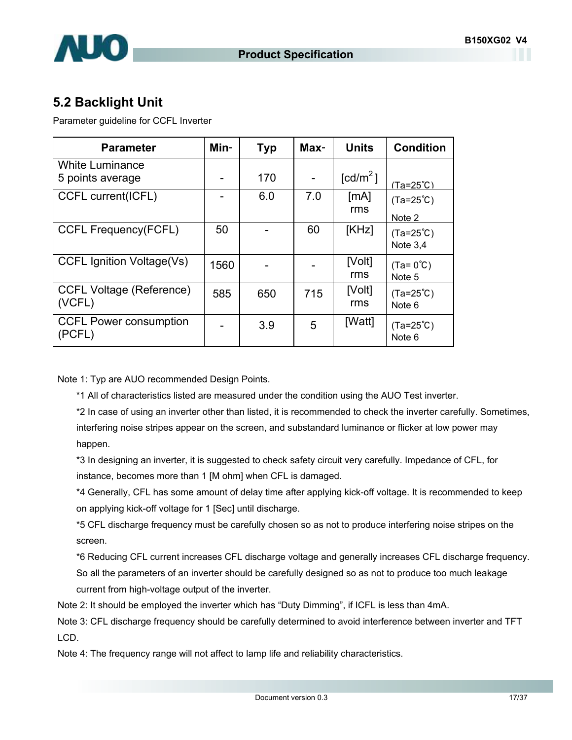## 5.2 Backlight Unit

Parameter guideline for CCFL Inverter

| Parameter | Min- | Typ | Max- | Units | Condition |
|---|---|---|---|---|---|
| White Luminance 5 points average | - | 170 | - | [cd/m$^2$ ] | (Ta=25℃) |
| CCFL current(ICFL) | - | 6.0 | 7.0 | [mA] rms | (Ta=25℃) Note 2 |
| CCFL Frequency(FCFL) | 50 | - | 60 | [KHz] | (Ta=25℃) Note 3,4 |
| CCFL Ignition Voltage(Vs) | 1560 | - | - | [Volt] rms | (Ta= 0℃) Note 5 |
| CCFL Voltage (Reference) (VCFL) | 585 | 650 | 715 | [Volt] rms | (Ta=25℃) Note 6 |
| CCFL Power consumption (PCFL) | - | 3.9 | 5 | [Watt] | (Ta=25℃) Note 6 |

Note 1: Typ are AUO recommended Design Points.

*1 All of characteristics listed are measured under the condition using the AUO Test inverter.

*2 In case of using an inverter other than listed, it is recommended to check the inverter carefully. Sometimes, interfering noise stripes appear on the screen, and substandard luminance or flicker at low power may happen.

*3 In designing an inverter, it is suggested to check safety circuit very carefully. Impedance of CFL, for instance, becomes more than 1 [M ohm] when CFL is damaged.

*4 Generally, CFL has some amount of delay time after applying kick-off voltage. It is recommended to keep on applying kick-off voltage for 1 [Sec] until discharge.

*5 CFL discharge frequency must be carefully chosen so as not to produce interfering noise stripes on the screen.

*6 Reducing CFL current increases CFL discharge voltage and generally increases CFL discharge frequency. So all the parameters of an inverter should be carefully designed so as not to produce too much leakage current from high-voltage output of the inverter.

Note 2: It should be employed the inverter which has "Duty Dimming", if ICFL is less than 4mA.

Note 3: CFL discharge frequency should be carefully determined to avoid interference between inverter and TFT LCD.

Note 4: The frequency range will not affect to lamp life and reliability characteristics.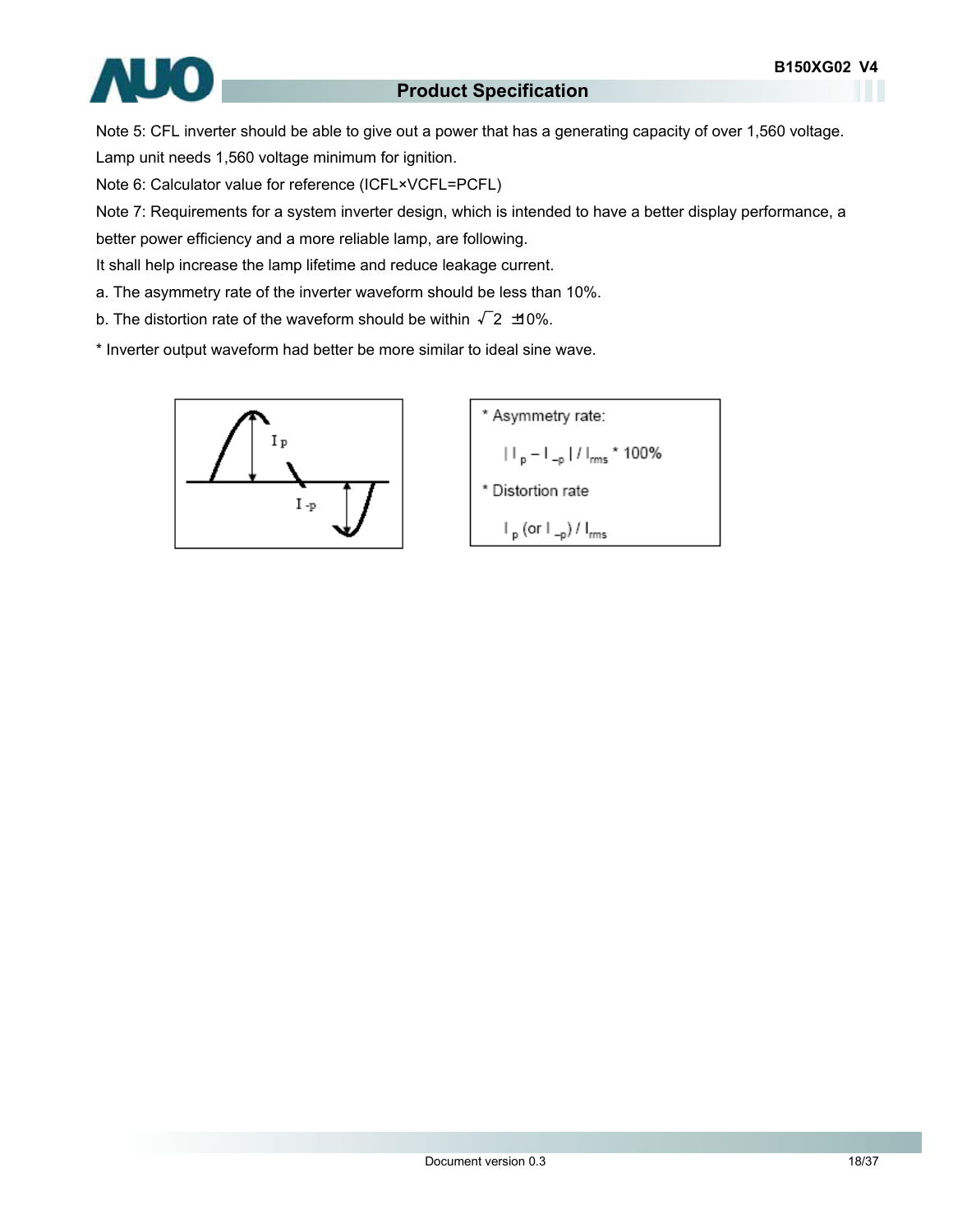Note 5: CFL inverter should be able to give out a power that has a generating capacity of over 1,560 voltage. Lamp unit needs 1,560 voltage minimum for ignition.

Note 6: Calculator value for reference ($I_{CFL} \times V_{CFL} = P_{CFL}$)

Note 7: Requirements for a system inverter design, which is intended to have a better display performance, a better power efficiency and a more reliable lamp, are following.

It shall help increase the lamp lifetime and reduce leakage current.

a. The asymmetry rate of the inverter waveform should be less than 10%.

b. The distortion rate of the waveform should be within $\sqrt{2} \pm 10\%$.

* Inverter output waveform had better be more similar to ideal sine wave.

* Asymmetry rate:

$$| I_p - I_{-p} | / I_{rms} * 100\%$$

* Distortion rate

$$I_p \text{ (or } I_{-p}) / I_{rms}$$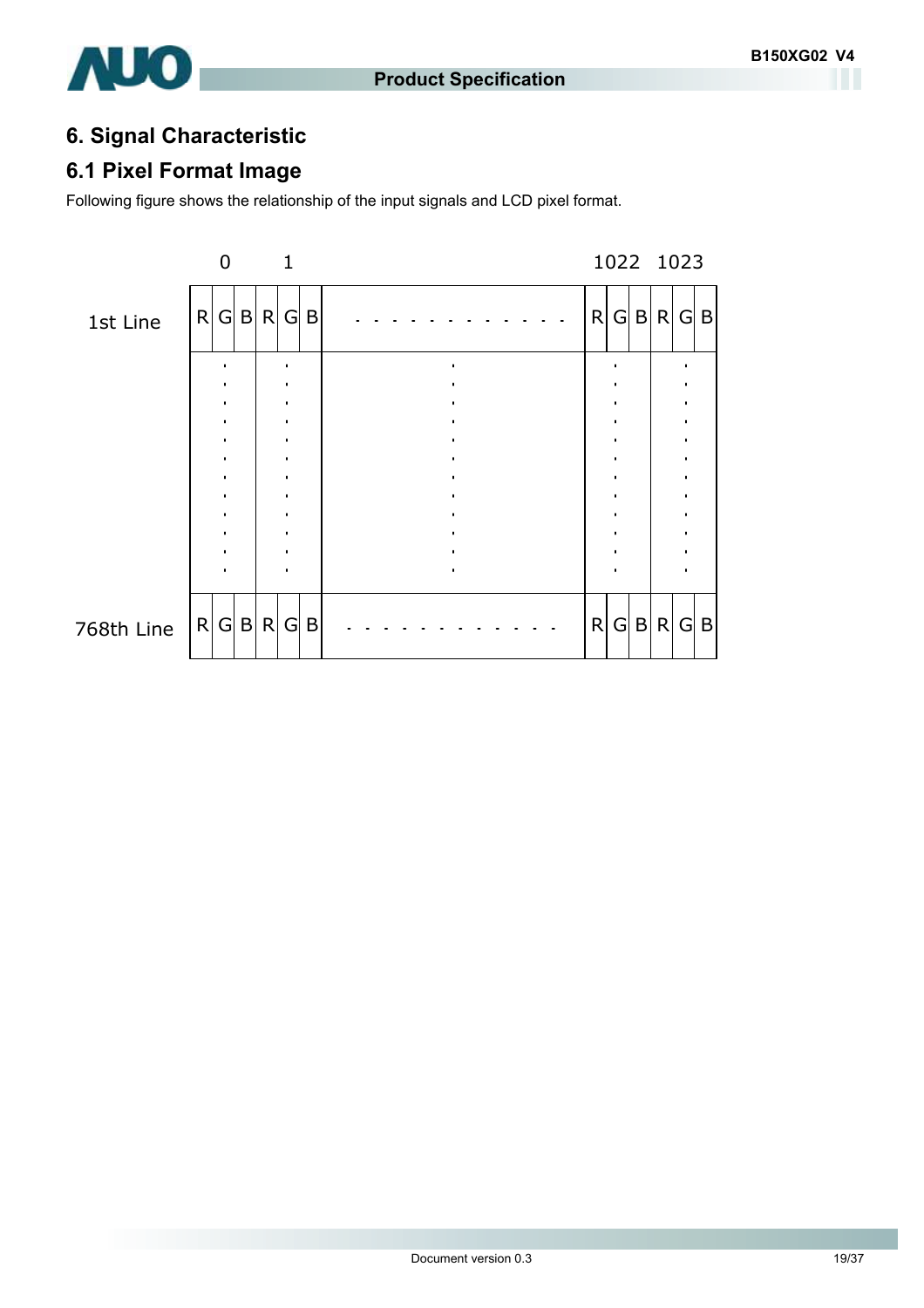# 6. Signal Characteristic

## 6.1 Pixel Format Image

Following figure shows the relationship of the input signals and LCD pixel format.

| | 0 | | | 1 | | | | 1022 | | | 1023 | | |
|---|---|---|---|---|---|---|---|---|---|---|---|---|---|
| 1st Line | R | G | B | R | G | B | - - - - - - - - - - - - | R | G | B | R | G | B |
| | . | | | . | | | . | . | | | . | | |
| 768th Line | R | G | B | R | G | B | - - - - - - - - - - - - | R | G | B | R | G | B |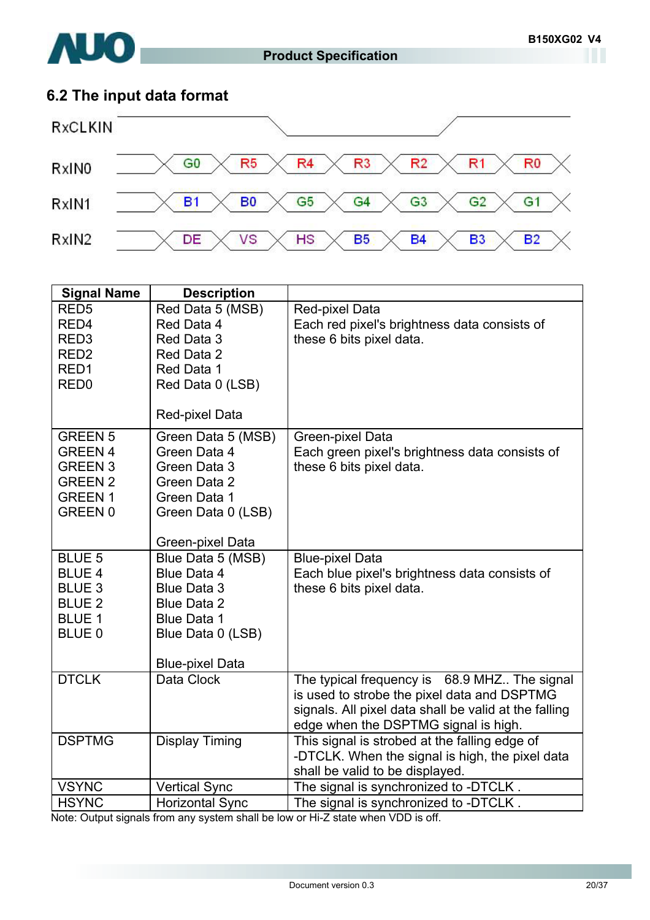## 6.2 The input data format

| RxCLKIN | | | | | | | |
|---|---|---|---|---|---|---|---|
| RxIN0 | G0 | R5 | R4 | R3 | R2 | R1 | R0 |
| RxIN1 | B1 | B0 | G5 | G4 | G3 | G2 | G1 |
| RxIN2 | DE | VS | HS | B5 | B4 | B3 | B2 |

| Signal Name | Description | |
|---|---|---|
| RED5<br>RED4<br>RED3<br>RED2<br>RED1<br>RED0 | Red Data 5 (MSB)<br>Red Data 4<br>Red Data 3<br>Red Data 2<br>Red Data 1<br>Red Data 0 (LSB)<br><br>Red-pixel Data | Red-pixel Data<br>Each red pixel's brightness data consists of these 6 bits pixel data. |
| GREEN 5<br>GREEN 4<br>GREEN 3<br>GREEN 2<br>GREEN 1<br>GREEN 0 | Green Data 5 (MSB)<br>Green Data 4<br>Green Data 3<br>Green Data 2<br>Green Data 1<br>Green Data 0 (LSB)<br><br>Green-pixel Data | Green-pixel Data<br>Each green pixel's brightness data consists of these 6 bits pixel data. |
| BLUE 5<br>BLUE 4<br>BLUE 3<br>BLUE 2<br>BLUE 1<br>BLUE 0 | Blue Data 5 (MSB)<br>Blue Data 4<br>Blue Data 3<br>Blue Data 2<br>Blue Data 1<br>Blue Data 0 (LSB)<br><br>Blue-pixel Data | Blue-pixel Data<br>Each blue pixel's brightness data consists of these 6 bits pixel data. |
| DTCLK | Data Clock | The typical frequency is 68.9 MHZ.. The signal is used to strobe the pixel data and DSPTMG signals. All pixel data shall be valid at the falling edge when the DSPTMG signal is high. |
| DSPTMG | Display Timing | This signal is strobed at the falling edge of -DTCLK. When the signal is high, the pixel data shall be valid to be displayed. |
| VSYNC | Vertical Sync | The signal is synchronized to -DTCLK . |
| HSYNC | Horizontal Sync | The signal is synchronized to -DTCLK . |

Note: Output signals from any system shall be low or Hi-Z state when VDD is off.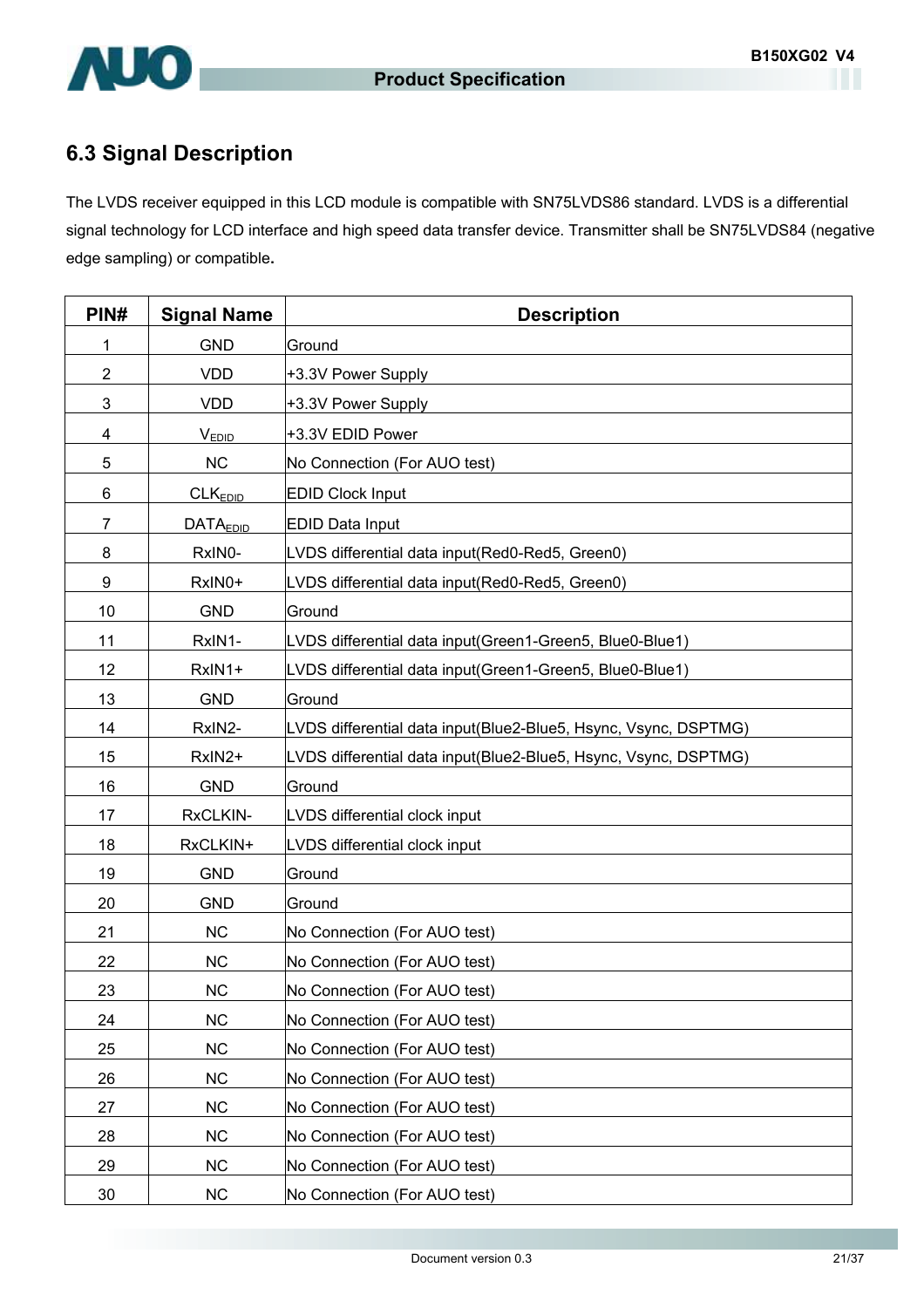## 6.3 Signal Description

The LVDS receiver equipped in this LCD module is compatible with SN75LVDS86 standard. LVDS is a differential signal technology for LCD interface and high speed data transfer device. Transmitter shall be SN75LVDS84 (negative edge sampling) or compatible**.**

| PIN# | Signal Name | Description |
|---|---|---|
| 1 | GND | Ground |
| 2 | VDD | +3.3V Power Supply |
| 3 | VDD | +3.3V Power Supply |
| 4 | $V_{EDID}$ | +3.3V EDID Power |
| 5 | NC | No Connection (For AUO test) |
| 6 | $CLK_{EDID}$ | EDID Clock Input |
| 7 | $DATA_{EDID}$ | EDID Data Input |
| 8 | RxIN0- | LVDS differential data input(Red0-Red5, Green0) |
| 9 | RxIN0+ | LVDS differential data input(Red0-Red5, Green0) |
| 10 | GND | Ground |
| 11 | RxIN1- | LVDS differential data input(Green1-Green5, Blue0-Blue1) |
| 12 | RxIN1+ | LVDS differential data input(Green1-Green5, Blue0-Blue1) |
| 13 | GND | Ground |
| 14 | RxIN2- | LVDS differential data input(Blue2-Blue5, Hsync, Vsync, DSPTMG) |
| 15 | RxIN2+ | LVDS differential data input(Blue2-Blue5, Hsync, Vsync, DSPTMG) |
| 16 | GND | Ground |
| 17 | RxCLKIN- | LVDS differential clock input |
| 18 | RxCLKIN+ | LVDS differential clock input |
| 19 | GND | Ground |
| 20 | GND | Ground |
| 21 | NC | No Connection (For AUO test) |
| 22 | NC | No Connection (For AUO test) |
| 23 | NC | No Connection (For AUO test) |
| 24 | NC | No Connection (For AUO test) |
| 25 | NC | No Connection (For AUO test) |
| 26 | NC | No Connection (For AUO test) |
| 27 | NC | No Connection (For AUO test) |
| 28 | NC | No Connection (For AUO test) |
| 29 | NC | No Connection (For AUO test) |
| 30 | NC | No Connection (For AUO test) |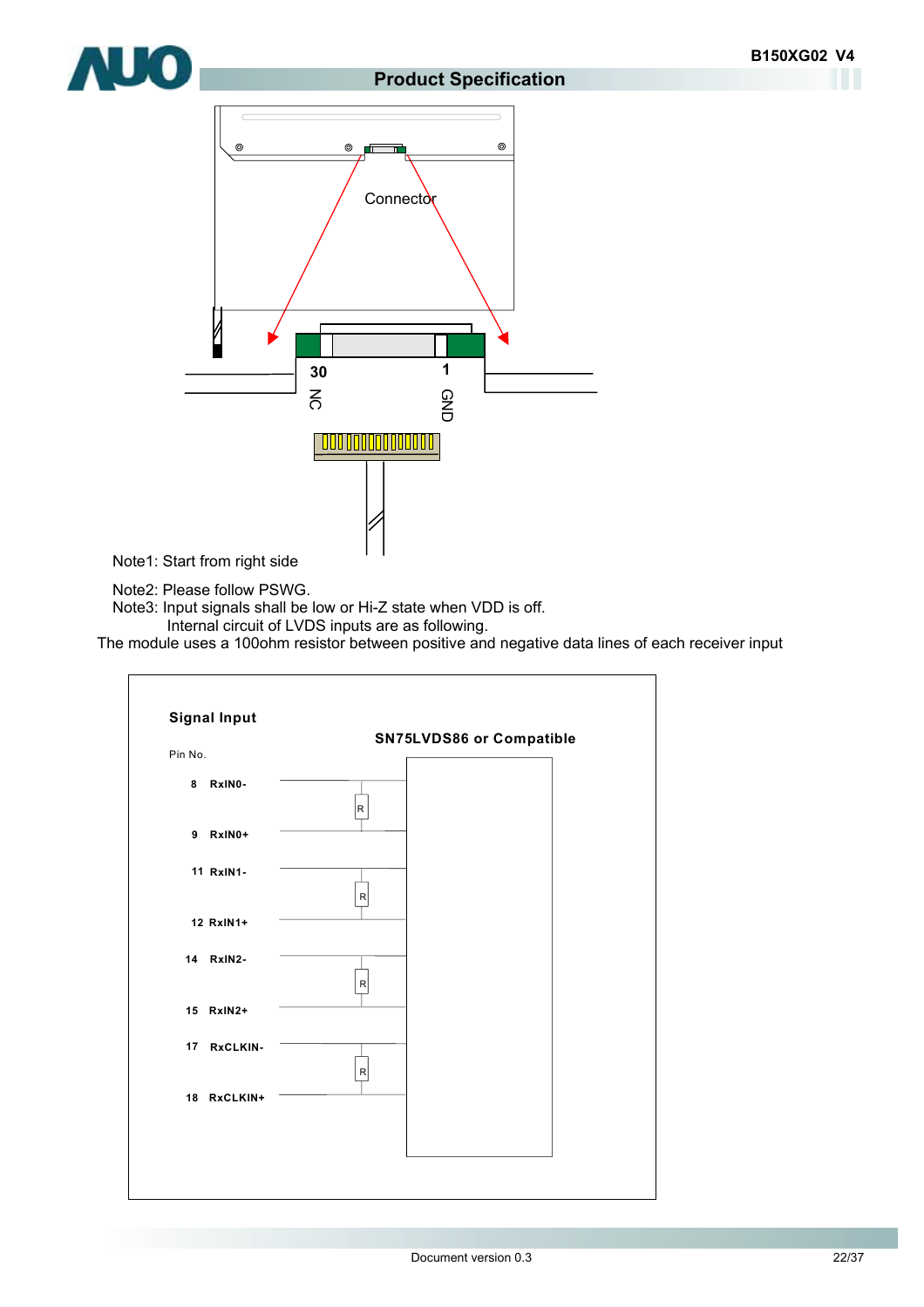Connector

30 NC

1 GND

Note1: Start from right side

Note2: Please follow PSWG.

Note3: Input signals shall be low or Hi-Z state when VDD is off.

Internal circuit of LVDS inputs are as following.

The module uses a 100ohm resistor between positive and negative data lines of each receiver input

**Signal Input**

**SN75LVDS86 or Compatible**

Pin No.

8 RxIN0-

R

9 RxIN0+

11 RxIN1-

R

12 RxIN1+

14 RxIN2-

R

15 RxIN2+

17 RxCLKIN-

R

18 RxCLKIN+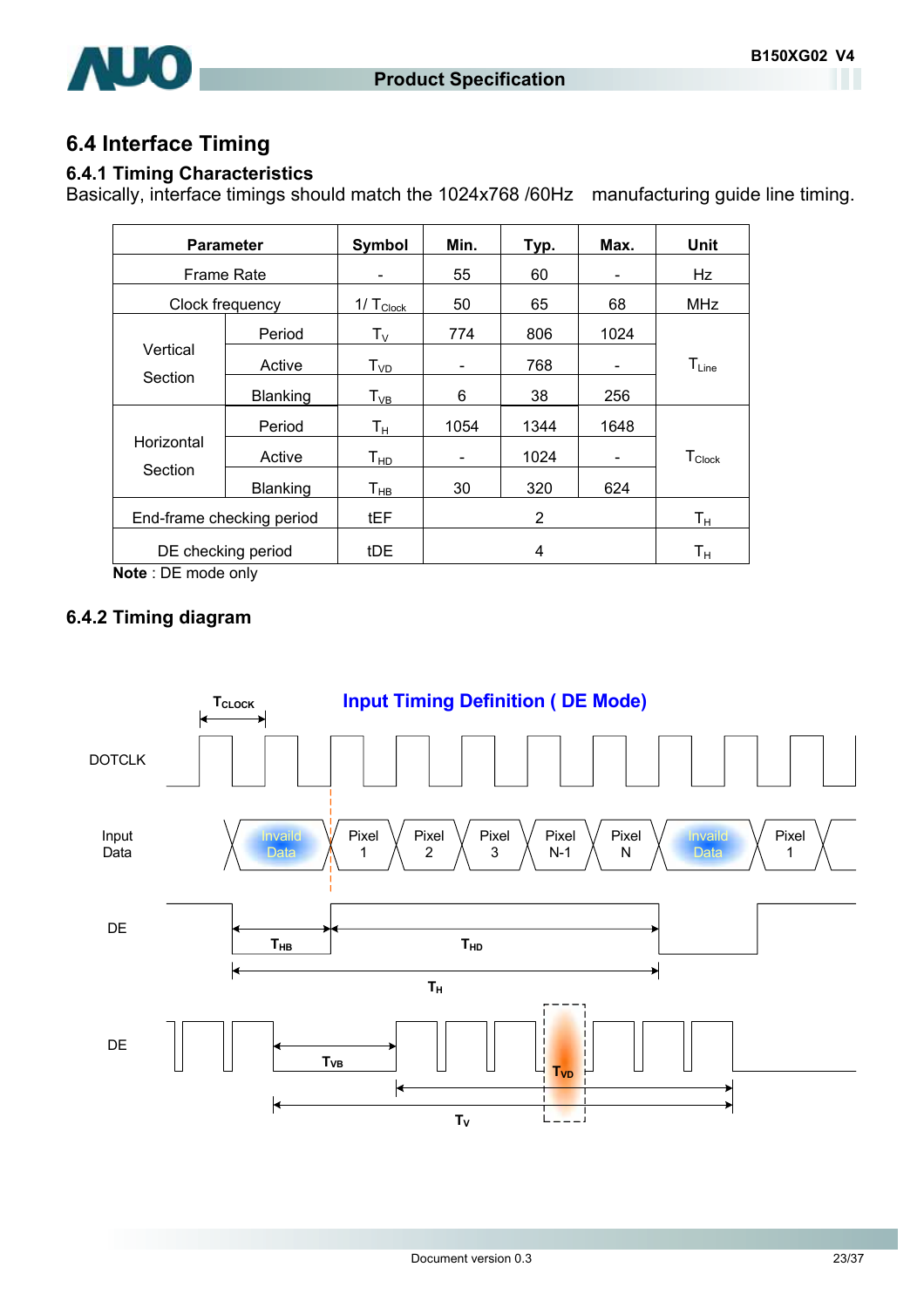## 6.4 Interface Timing

### 6.4.1 Timing Characteristics

Basically, interface timings should match the 1024x768 /60Hz manufacturing guide line timing.

| Parameter | | Symbol | Min. | Typ. | Max. | Unit |
|---|---|---|---|---|---|---|
| Frame Rate | | - | 55 | 60 | - | Hz |
| Clock frequency | | $1/ T_{Clock}$ | 50 | 65 | 68 | MHz |
| Vertical Section | Period | $T_V$ | 774 | 806 | 1024 | $T_{Line}$ |
| | Active | $T_{VD}$ | - | 768 | - | |
| | Blanking | $T_{VB}$ | 6 | 38 | 256 | |
| Horizontal Section | Period | $T_H$ | 1054 | 1344 | 1648 | $T_{Clock}$ |
| | Active | $T_{HD}$ | - | 1024 | - | |
| | Blanking | $T_{HB}$ | 30 | 320 | 624 | |
| End-frame checking period | | tEF | | 2 | | $T_H$ |
| DE checking period | | tDE | | 4 | | $T_H$ |

**Note** : DE mode only

### 6.4.2 Timing diagram

**Input Timing Definition ( DE Mode)**

$T_{CLOCK}$

DOTCLK

Input Data: Invaild Data, Pixel 1, Pixel 2, Pixel 3, Pixel N-1, Pixel N, Invaild Data, Pixel 1

DE: $T_{HB}$, $T_{HD}$, $T_H$

DE: $T_{VB}$, $T_{VD}$, $T_V$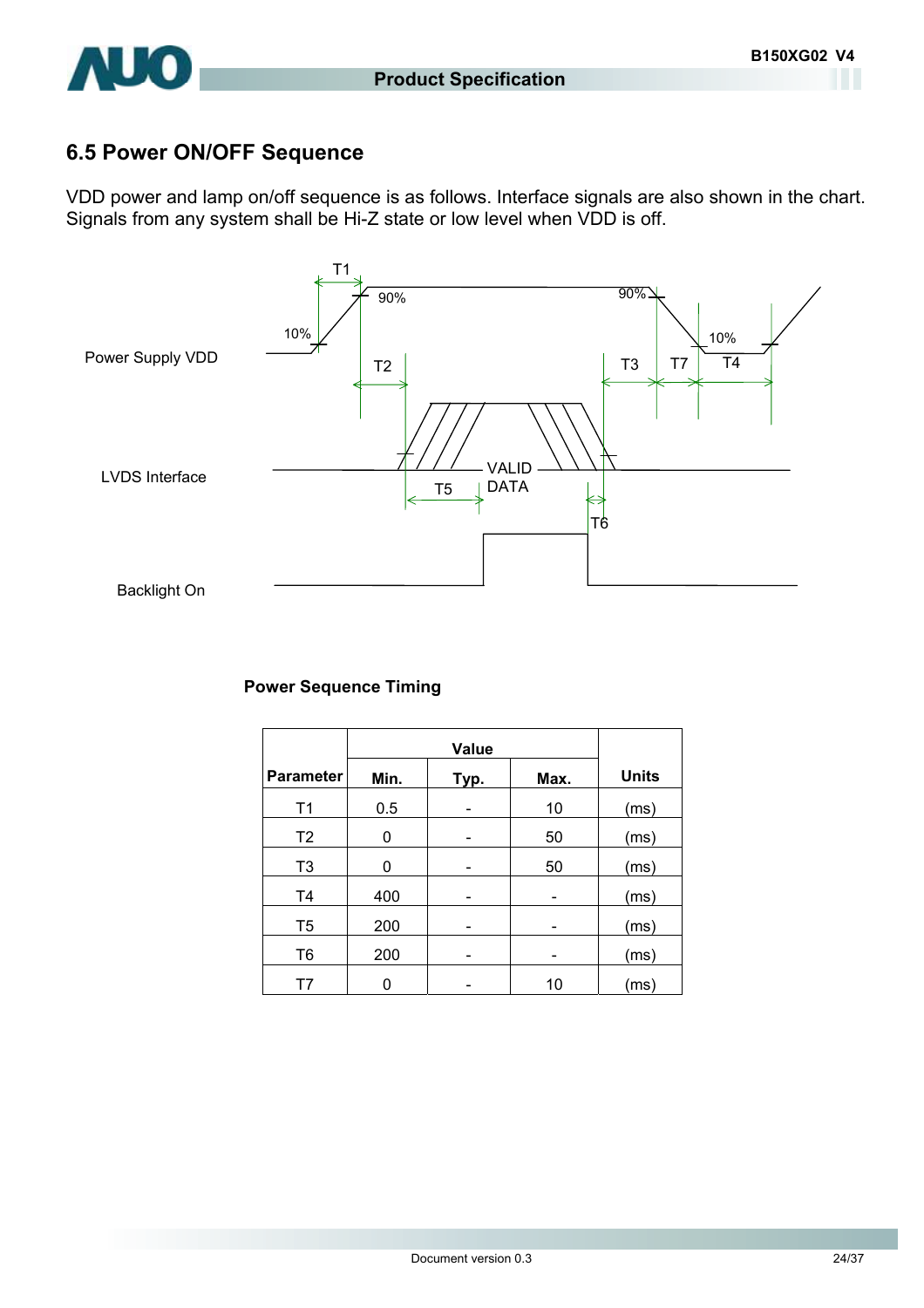## 6.5 Power ON/OFF Sequence

VDD power and lamp on/off sequence is as follows. Interface signals are also shown in the chart. Signals from any system shall be Hi-Z state or low level when VDD is off.

**Power Sequence Timing**

| Parameter | Value | | | Units |
|---|---|---|---|---|
| | Min. | Typ. | Max. | |
| T1 | 0.5 | - | 10 | (ms) |
| T2 | 0 | - | 50 | (ms) |
| T3 | 0 | - | 50 | (ms) |
| T4 | 400 | - | - | (ms) |
| T5 | 200 | - | - | (ms) |
| T6 | 200 | - | - | (ms) |
| T7 | 0 | - | 10 | (ms) |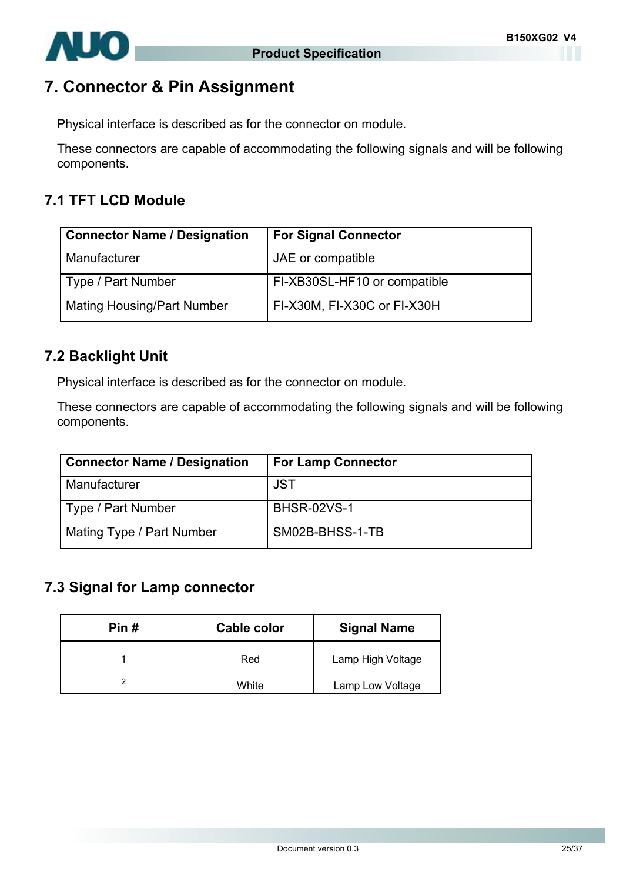# 7. Connector & Pin Assignment

Physical interface is described as for the connector on module.

These connectors are capable of accommodating the following signals and will be following components.

## 7.1 TFT LCD Module

| Connector Name / Designation | For Signal Connector |
|---|---|
| Manufacturer | JAE or compatible |
| Type / Part Number | FI-XB30SL-HF10 or compatible |
| Mating Housing/Part Number | FI-X30M, FI-X30C or FI-X30H |

## 7.2 Backlight Unit

Physical interface is described as for the connector on module.

These connectors are capable of accommodating the following signals and will be following components.

| Connector Name / Designation | For Lamp Connector |
|---|---|
| Manufacturer | JST |
| Type / Part Number | BHSR-02VS-1 |
| Mating Type / Part Number | SM02B-BHSS-1-TB |

## 7.3 Signal for Lamp connector

| Pin # | Cable color | Signal Name |
|---|---|---|
| 1 | Red | Lamp High Voltage |
| 2 | White | Lamp Low Voltage |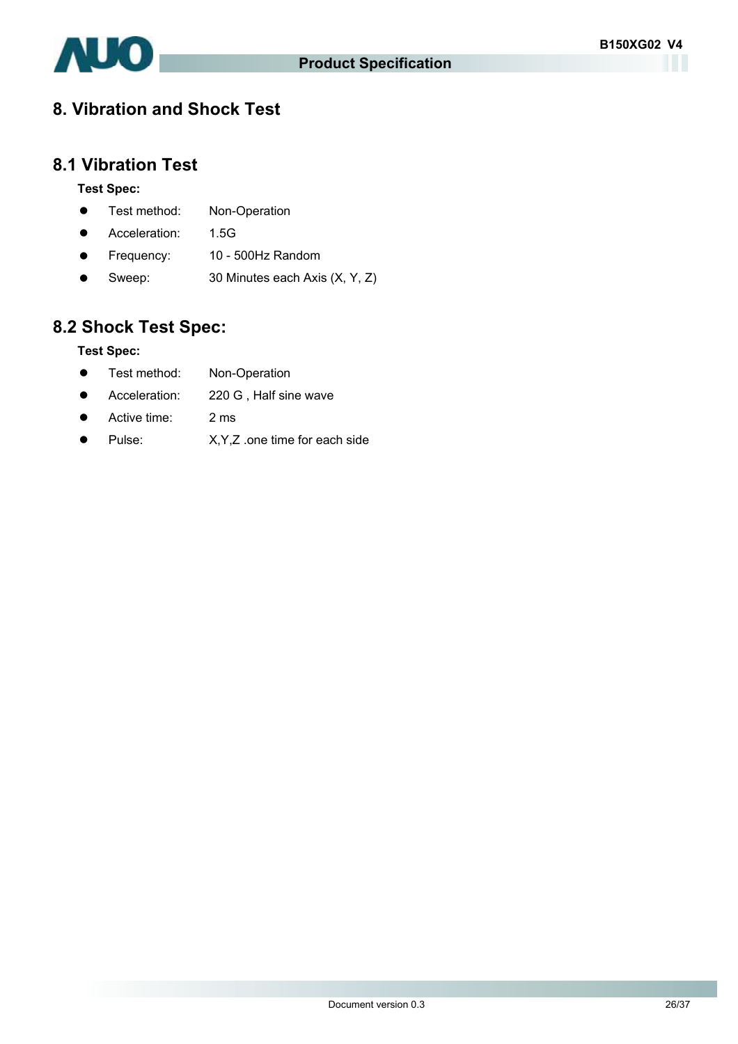# 8. Vibration and Shock Test

## 8.1 Vibration Test

**Test Spec:**

- Test method: Non-Operation
- Acceleration: 1.5G
- Frequency: 10 - 500Hz Random
- Sweep: 30 Minutes each Axis (X, Y, Z)

## 8.2 Shock Test Spec:

**Test Spec:**

- Test method: Non-Operation
- Acceleration: 220 G , Half sine wave
- Active time: 2 ms
- Pulse: X,Y,Z .one time for each side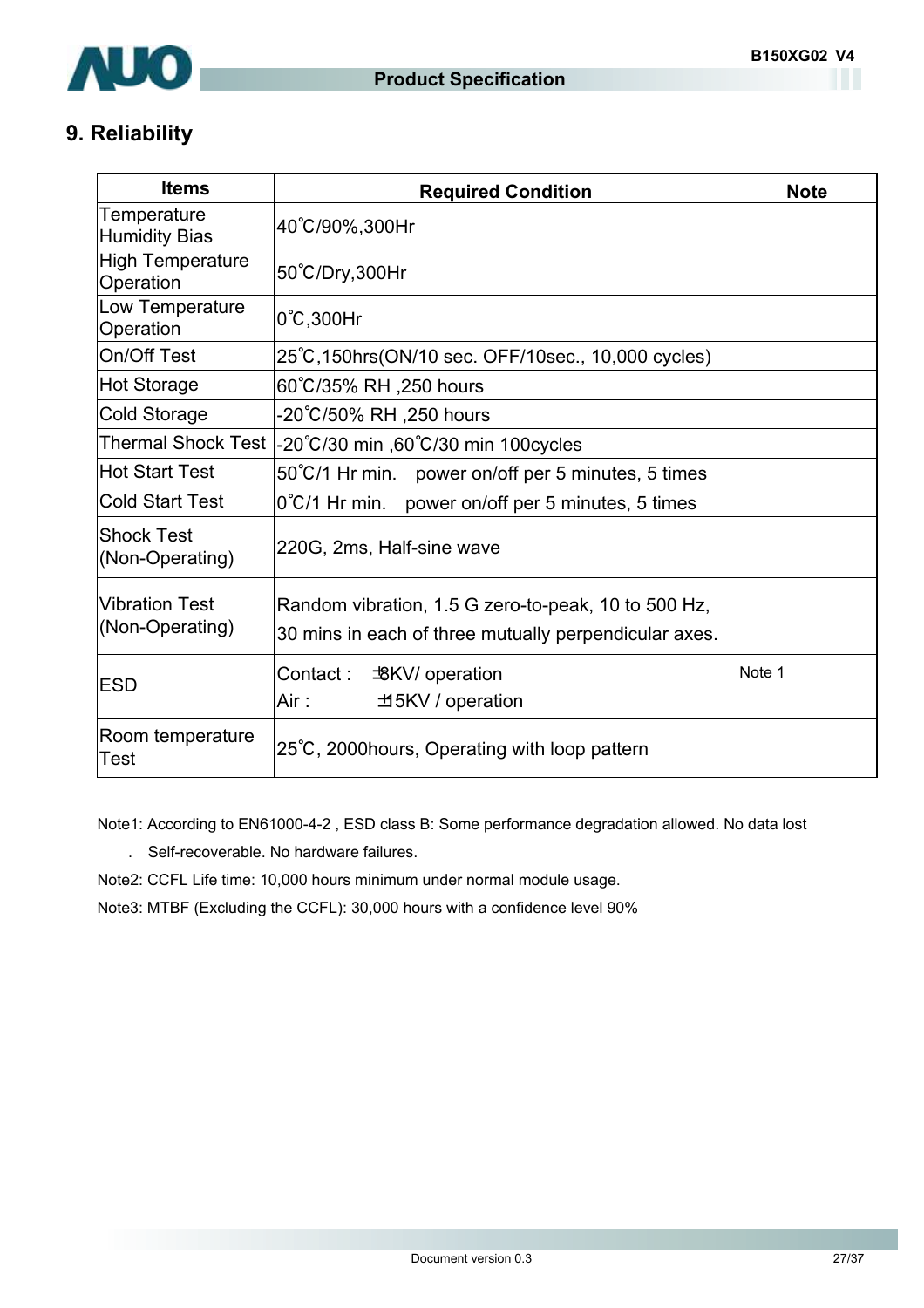## 9. Reliability

| Items | Required Condition | Note |
|---|---|---|
| Temperature Humidity Bias | 40℃/90%,300Hr | |
| High Temperature Operation | 50℃/Dry,300Hr | |
| Low Temperature Operation | 0℃,300Hr | |
| On/Off Test | 25℃,150hrs(ON/10 sec. OFF/10sec., 10,000 cycles) | |
| Hot Storage | 60℃/35% RH ,250 hours | |
| Cold Storage | -20℃/50% RH ,250 hours | |
| Thermal Shock Test | -20℃/30 min ,60℃/30 min 100cycles | |
| Hot Start Test | 50℃/1 Hr min. power on/off per 5 minutes, 5 times | |
| Cold Start Test | 0℃/1 Hr min. power on/off per 5 minutes, 5 times | |
| Shock Test (Non-Operating) | 220G, 2ms, Half-sine wave | |
| Vibration Test (Non-Operating) | Random vibration, 1.5 G zero-to-peak, 10 to 500 Hz, 30 mins in each of three mutually perpendicular axes. | |
| ESD | Contact : ±8KV/ operation<br>Air : ±15KV / operation | Note 1 |
| Room temperature Test | 25℃, 2000hours, Operating with loop pattern | |

Note1: According to EN61000-4-2 , ESD class B: Some performance degradation allowed. No data lost

. Self-recoverable. No hardware failures.

Note2: CCFL Life time: 10,000 hours minimum under normal module usage.

Note3: MTBF (Excluding the CCFL): 30,000 hours with a confidence level 90%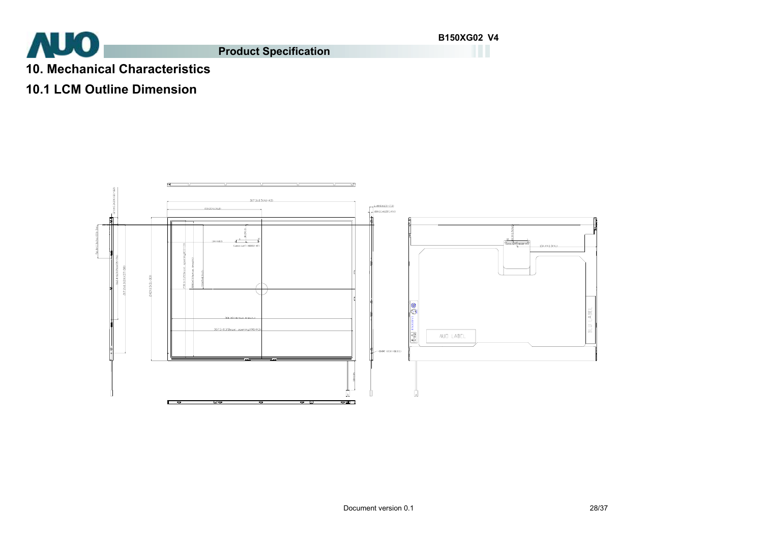# 10. Mechanical Characteristics

## 10.1 LCM Outline Dimension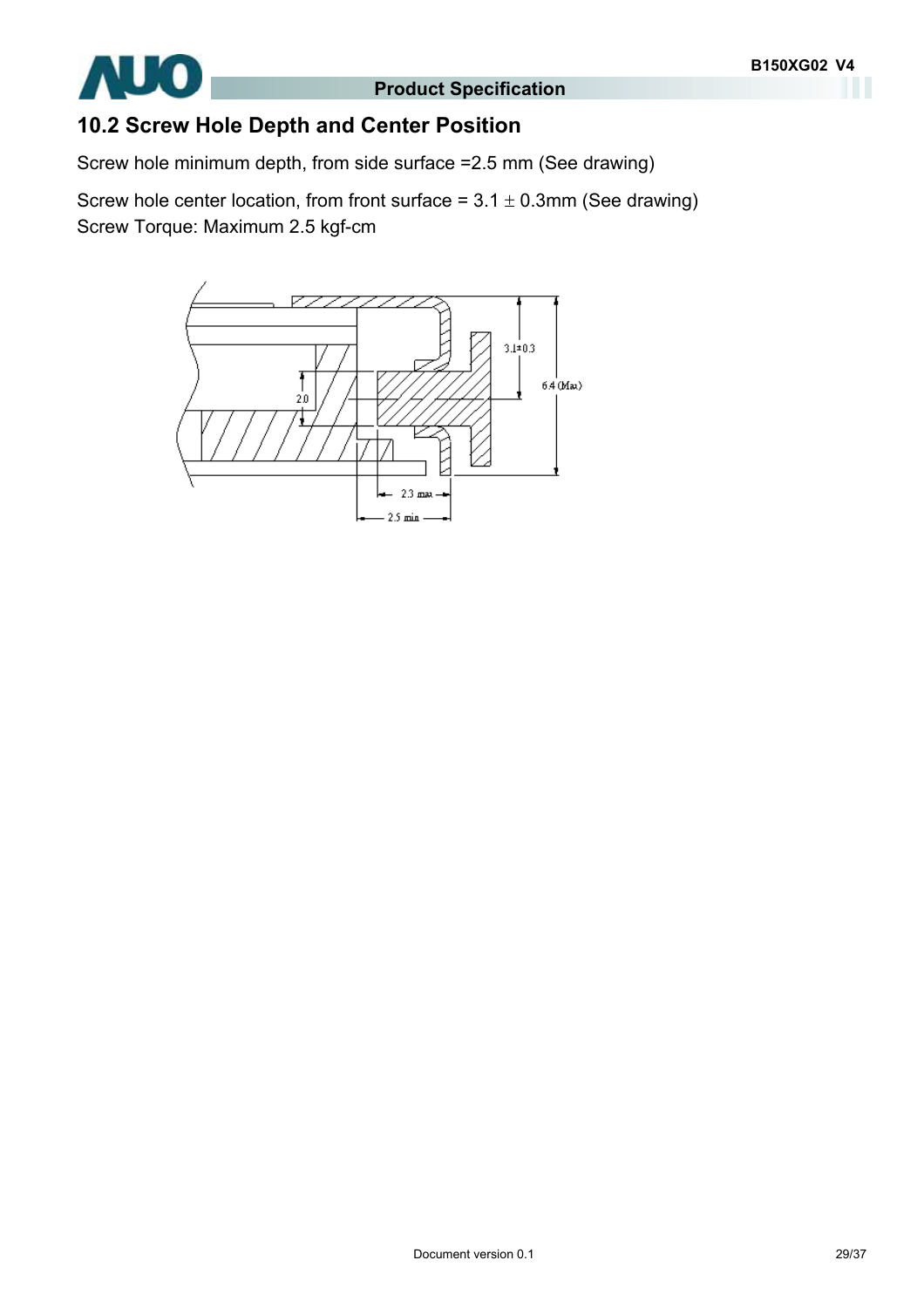## 10.2 Screw Hole Depth and Center Position

Screw hole minimum depth, from side surface =2.5 mm (See drawing)

Screw hole center location, from front surface = 3.1 ± 0.3mm (See drawing)
Screw Torque: Maximum 2.5 kgf-cm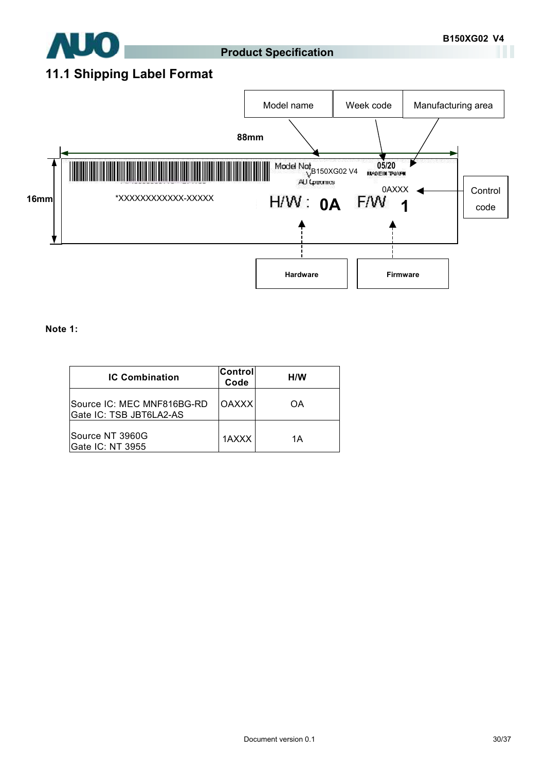## 11.1 Shipping Label Format

Model name | Week code | Manufacturing area

88mm

16mm

*XXXXXXXXXXXX-XXXXX

Model No: B150XG02 V4

AU Optronics

05/20

MADE IN TAIWAN

0AXXX

H/W : 0A F/W 1

Control code

Hardware

Firmware

**Note 1:**

| IC Combination | Control Code | H/W |
|---|---|---|
| Source IC: MEC MNF816BG-RD<br>Gate IC: TSB JBT6LA2-AS | OAXXX | OA |
| Source NT 3960G<br>Gate IC: NT 3955 | 1AXXX | 1A |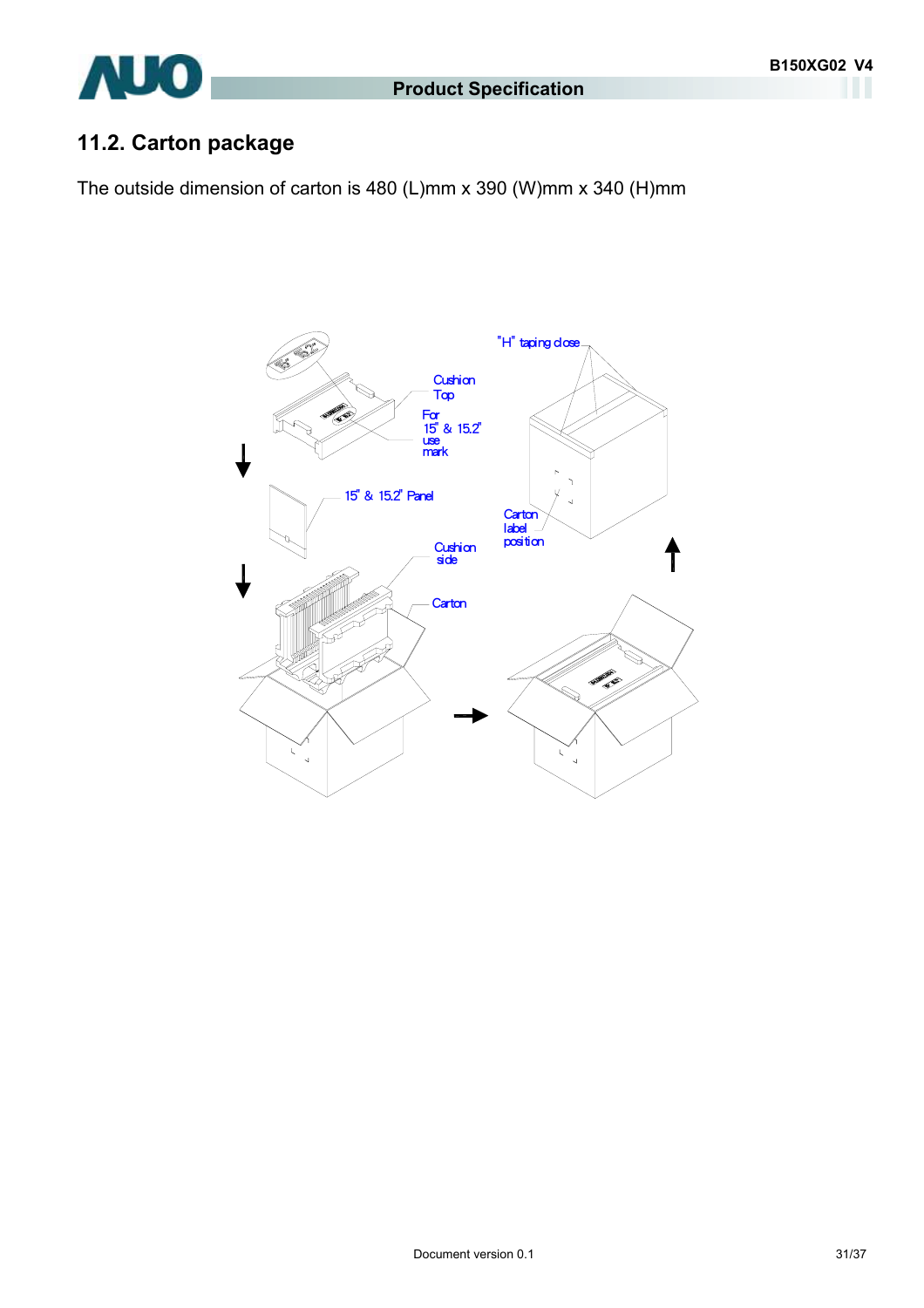## 11.2. Carton package

The outside dimension of carton is 480 (L)mm x 390 (W)mm x 340 (H)mm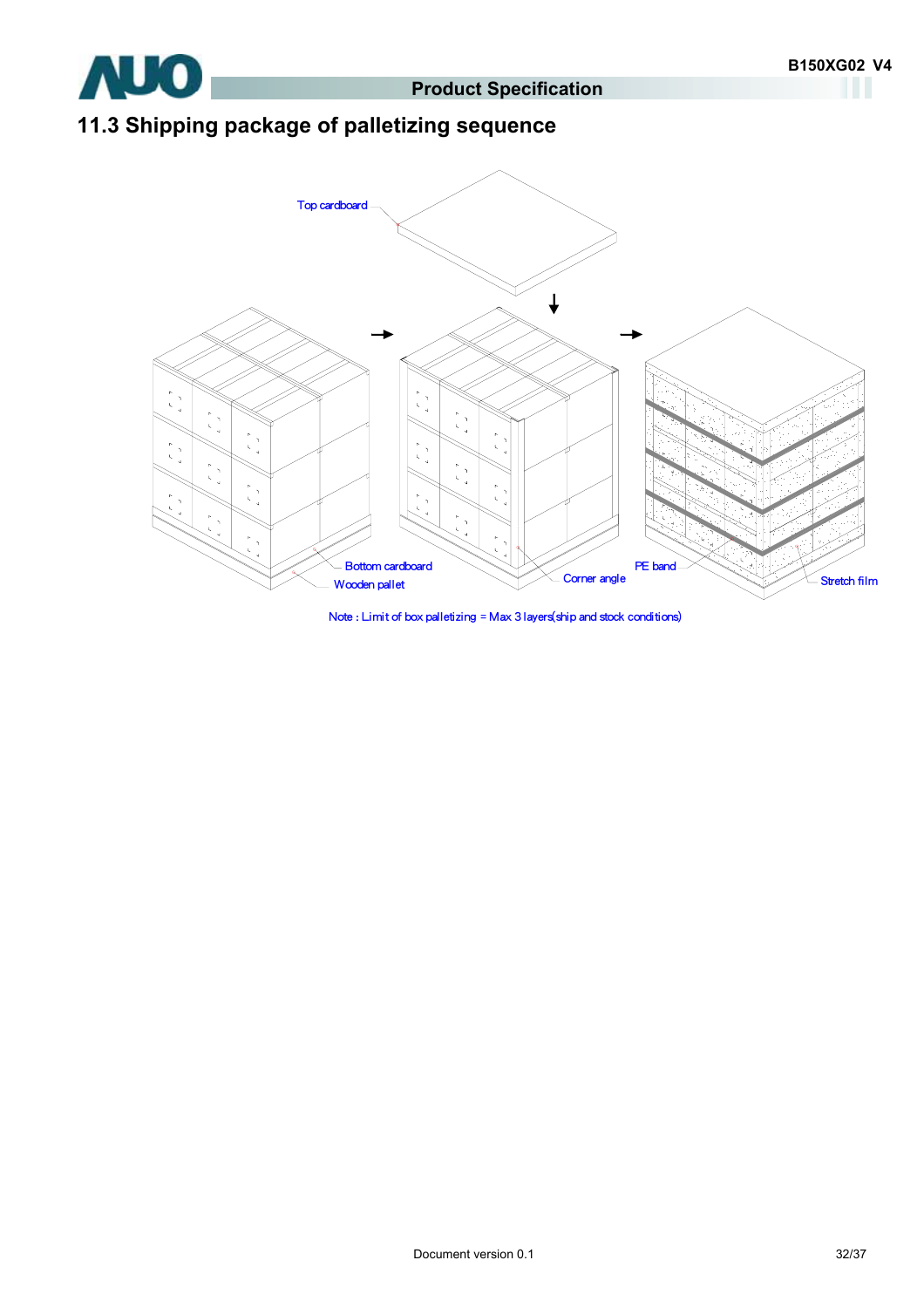## 11.3 Shipping package of palletizing sequence

Top cardboard

Bottom cardboard

Wooden pallet

Corner angle

PE band

Stretch film

Note : Limit of box palletizing = Max 3 layers(ship and stock conditions)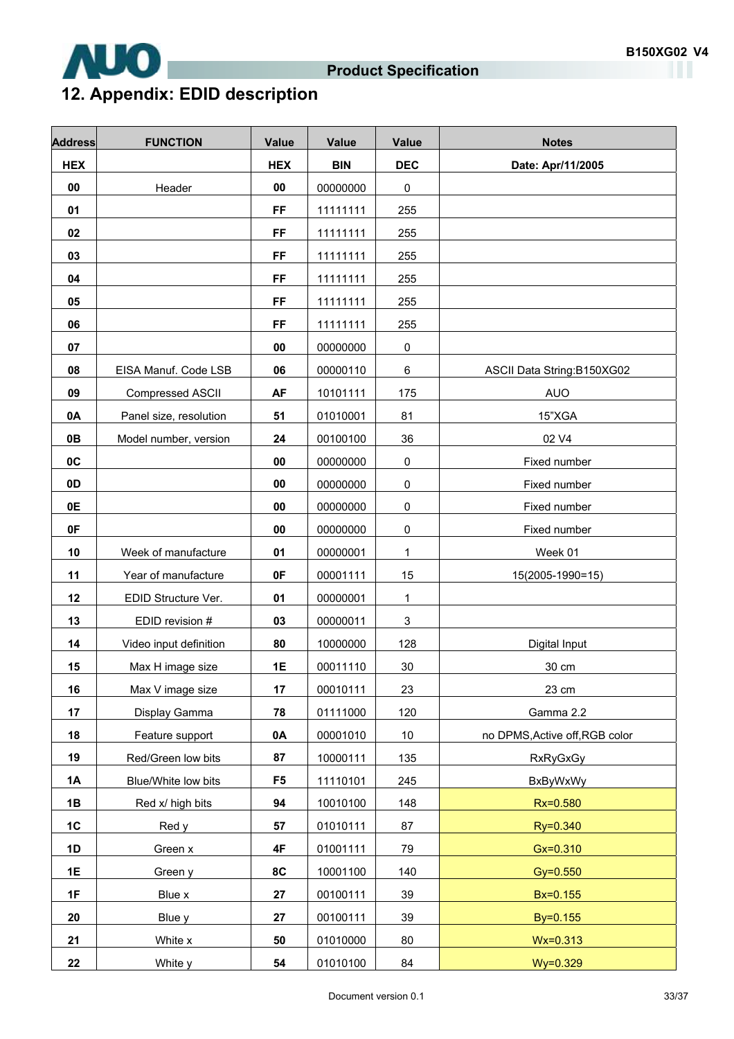# 12. Appendix: EDID description

| Address | FUNCTION | Value | Value | Value | Notes |
|---|---|---|---|---|---|
| HEX | | HEX | BIN | DEC | Date: Apr/11/2005 |
| 00 | Header | 00 | 00000000 | 0 | |
| 01 | | FF | 11111111 | 255 | |
| 02 | | FF | 11111111 | 255 | |
| 03 | | FF | 11111111 | 255 | |
| 04 | | FF | 11111111 | 255 | |
| 05 | | FF | 11111111 | 255 | |
| 06 | | FF | 11111111 | 255 | |
| 07 | | 00 | 00000000 | 0 | |
| 08 | EISA Manuf. Code LSB | 06 | 00000110 | 6 | ASCII Data String:B150XG02 |
| 09 | Compressed ASCII | AF | 10101111 | 175 | AUO |
| 0A | Panel size, resolution | 51 | 01010001 | 81 | 15"XGA |
| 0B | Model number, version | 24 | 00100100 | 36 | 02 V4 |
| 0C | | 00 | 00000000 | 0 | Fixed number |
| 0D | | 00 | 00000000 | 0 | Fixed number |
| 0E | | 00 | 00000000 | 0 | Fixed number |
| 0F | | 00 | 00000000 | 0 | Fixed number |
| 10 | Week of manufacture | 01 | 00000001 | 1 | Week 01 |
| 11 | Year of manufacture | 0F | 00001111 | 15 | 15(2005-1990=15) |
| 12 | EDID Structure Ver. | 01 | 00000001 | 1 | |
| 13 | EDID revision # | 03 | 00000011 | 3 | |
| 14 | Video input definition | 80 | 10000000 | 128 | Digital Input |
| 15 | Max H image size | 1E | 00011110 | 30 | 30 cm |
| 16 | Max V image size | 17 | 00010111 | 23 | 23 cm |
| 17 | Display Gamma | 78 | 01111000 | 120 | Gamma 2.2 |
| 18 | Feature support | 0A | 00001010 | 10 | no DPMS,Active off,RGB color |
| 19 | Red/Green low bits | 87 | 10000111 | 135 | RxRyGxGy |
| 1A | Blue/White low bits | F5 | 11110101 | 245 | BxByWxWy |
| 1B | Red x/ high bits | 94 | 10010100 | 148 | Rx=0.580 |
| 1C | Red y | 57 | 01010111 | 87 | Ry=0.340 |
| 1D | Green x | 4F | 01001111 | 79 | Gx=0.310 |
| 1E | Green y | 8C | 10001100 | 140 | Gy=0.550 |
| 1F | Blue x | 27 | 00100111 | 39 | Bx=0.155 |
| 20 | Blue y | 27 | 00100111 | 39 | By=0.155 |
| 21 | White x | 50 | 01010000 | 80 | Wx=0.313 |
| 22 | White y | 54 | 01010100 | 84 | Wy=0.329 |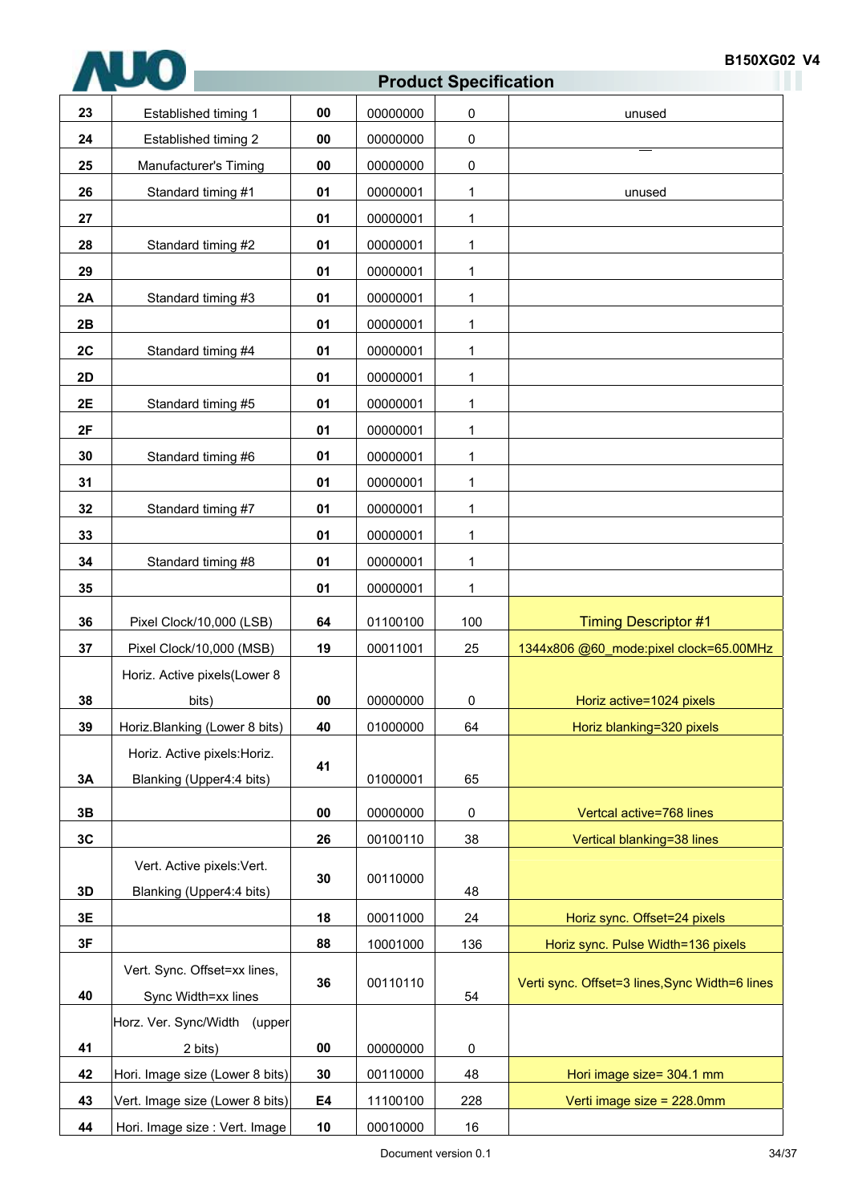| 23 | Established timing 1 | 00 | 00000000 | 0 | unused |
|---|---|---|---|---|---|
| 24 | Established timing 2 | 00 | 00000000 | 0 | |
| 25 | Manufacturer's Timing | 00 | 00000000 | 0 | |
| 26 | Standard timing #1 | 01 | 00000001 | 1 | unused |
| 27 | | 01 | 00000001 | 1 | |
| 28 | Standard timing #2 | 01 | 00000001 | 1 | |
| 29 | | 01 | 00000001 | 1 | |
| 2A | Standard timing #3 | 01 | 00000001 | 1 | |
| 2B | | 01 | 00000001 | 1 | |
| 2C | Standard timing #4 | 01 | 00000001 | 1 | |
| 2D | | 01 | 00000001 | 1 | |
| 2E | Standard timing #5 | 01 | 00000001 | 1 | |
| 2F | | 01 | 00000001 | 1 | |
| 30 | Standard timing #6 | 01 | 00000001 | 1 | |
| 31 | | 01 | 00000001 | 1 | |
| 32 | Standard timing #7 | 01 | 00000001 | 1 | |
| 33 | | 01 | 00000001 | 1 | |
| 34 | Standard timing #8 | 01 | 00000001 | 1 | |
| 35 | | 01 | 00000001 | 1 | |
| 36 | Pixel Clock/10,000 (LSB) | 64 | 01100100 | 100 | Timing Descriptor #1 |
| 37 | Pixel Clock/10,000 (MSB) | 19 | 00011001 | 25 | 1344x806 @60_mode:pixel clock=65.00MHz |
| 38 | Horiz. Active pixels(Lower 8 bits) | 00 | 00000000 | 0 | Horiz active=1024 pixels |
| 39 | Horiz.Blanking (Lower 8 bits) | 40 | 01000000 | 64 | Horiz blanking=320 pixels |
| 3A | Horiz. Active pixels:Horiz. Blanking (Upper4:4 bits) | 41 | 01000001 | 65 | |
| 3B | | 00 | 00000000 | 0 | Vertcal active=768 lines |
| 3C | | 26 | 00100110 | 38 | Vertical blanking=38 lines |
| 3D | Vert. Active pixels:Vert. Blanking (Upper4:4 bits) | 30 | 00110000 | 48 | |
| 3E | | 18 | 00011000 | 24 | Horiz sync. Offset=24 pixels |
| 3F | | 88 | 10001000 | 136 | Horiz sync. Pulse Width=136 pixels |
| 40 | Vert. Sync. Offset=xx lines, Sync Width=xx lines | 36 | 00110110 | 54 | Verti sync. Offset=3 lines,Sync Width=6 lines |
| 41 | Horz. Ver. Sync/Width (upper 2 bits) | 00 | 00000000 | 0 | |
| 42 | Hori. Image size (Lower 8 bits) | 30 | 00110000 | 48 | Hori image size= 304.1 mm |
| 43 | Vert. Image size (Lower 8 bits) | E4 | 11100100 | 228 | Verti image size = 228.0mm |
| 44 | Hori. Image size : Vert. Image | 10 | 00010000 | 16 | |

Document version 0.1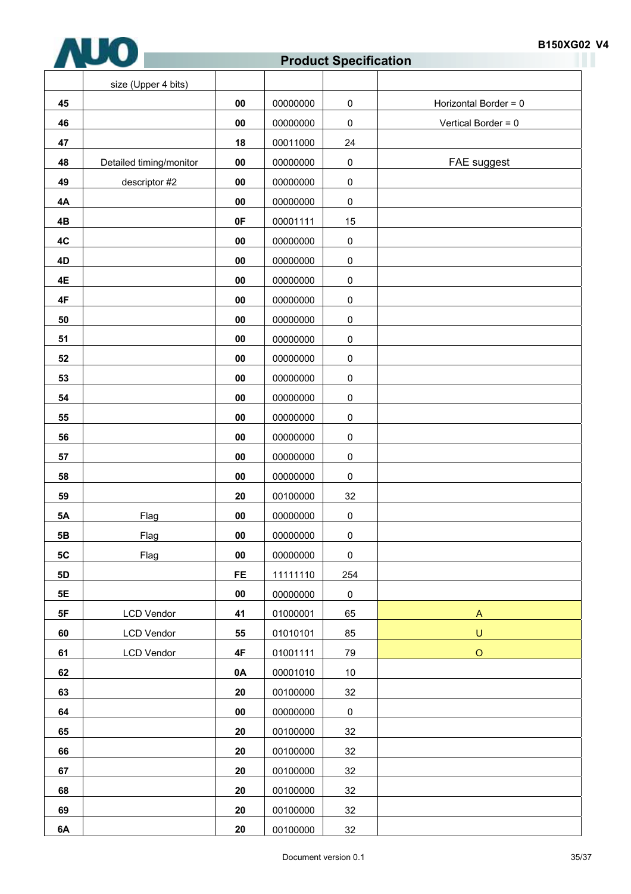| | size (Upper 4 bits) | | | | |
|---|---|---|---|---|---|
| 45 | | 00 | 00000000 | 0 | Horizontal Border = 0 |
| 46 | | 00 | 00000000 | 0 | Vertical Border = 0 |
| 47 | | 18 | 00011000 | 24 | |
| 48 | Detailed timing/monitor | 00 | 00000000 | 0 | FAE suggest |
| 49 | descriptor #2 | 00 | 00000000 | 0 | |
| 4A | | 00 | 00000000 | 0 | |
| 4B | | 0F | 00001111 | 15 | |
| 4C | | 00 | 00000000 | 0 | |
| 4D | | 00 | 00000000 | 0 | |
| 4E | | 00 | 00000000 | 0 | |
| 4F | | 00 | 00000000 | 0 | |
| 50 | | 00 | 00000000 | 0 | |
| 51 | | 00 | 00000000 | 0 | |
| 52 | | 00 | 00000000 | 0 | |
| 53 | | 00 | 00000000 | 0 | |
| 54 | | 00 | 00000000 | 0 | |
| 55 | | 00 | 00000000 | 0 | |
| 56 | | 00 | 00000000 | 0 | |
| 57 | | 00 | 00000000 | 0 | |
| 58 | | 00 | 00000000 | 0 | |
| 59 | | 20 | 00100000 | 32 | |
| 5A | Flag | 00 | 00000000 | 0 | |
| 5B | Flag | 00 | 00000000 | 0 | |
| 5C | Flag | 00 | 00000000 | 0 | |
| 5D | | FE | 11111110 | 254 | |
| 5E | | 00 | 00000000 | 0 | |
| 5F | LCD Vendor | 41 | 01000001 | 65 | A |
| 60 | LCD Vendor | 55 | 01010101 | 85 | U |
| 61 | LCD Vendor | 4F | 01001111 | 79 | O |
| 62 | | 0A | 00001010 | 10 | |
| 63 | | 20 | 00100000 | 32 | |
| 64 | | 00 | 00000000 | 0 | |
| 65 | | 20 | 00100000 | 32 | |
| 66 | | 20 | 00100000 | 32 | |
| 67 | | 20 | 00100000 | 32 | |
| 68 | | 20 | 00100000 | 32 | |
| 69 | | 20 | 00100000 | 32 | |
| 6A | | 20 | 00100000 | 32 | |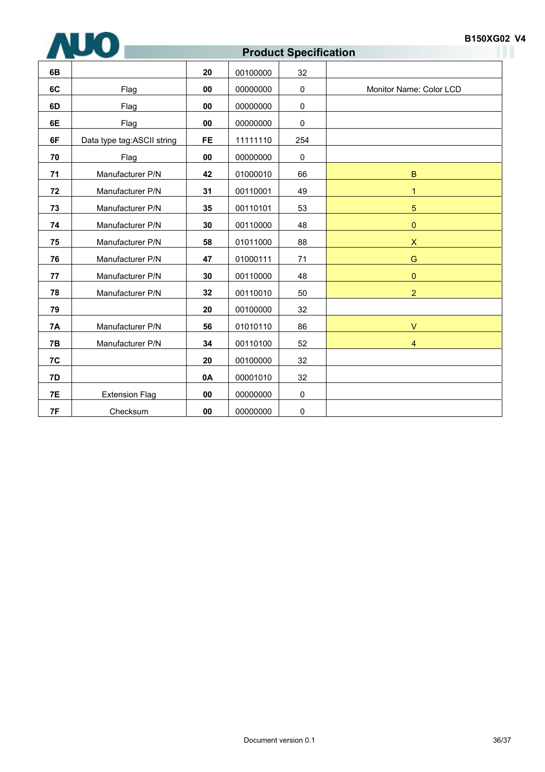| 6B | | 20 | 00100000 | 32 | |
|---|---|---|---|---|---|
| 6C | Flag | 00 | 00000000 | 0 | Monitor Name: Color LCD |
| 6D | Flag | 00 | 00000000 | 0 | |
| 6E | Flag | 00 | 00000000 | 0 | |
| 6F | Data type tag:ASCII string | FE | 11111110 | 254 | |
| 70 | Flag | 00 | 00000000 | 0 | |
| 71 | Manufacturer P/N | 42 | 01000010 | 66 | B |
| 72 | Manufacturer P/N | 31 | 00110001 | 49 | 1 |
| 73 | Manufacturer P/N | 35 | 00110101 | 53 | 5 |
| 74 | Manufacturer P/N | 30 | 00110000 | 48 | 0 |
| 75 | Manufacturer P/N | 58 | 01011000 | 88 | X |
| 76 | Manufacturer P/N | 47 | 01000111 | 71 | G |
| 77 | Manufacturer P/N | 30 | 00110000 | 48 | 0 |
| 78 | Manufacturer P/N | 32 | 00110010 | 50 | 2 |
| 79 | | 20 | 00100000 | 32 | |
| 7A | Manufacturer P/N | 56 | 01010110 | 86 | V |
| 7B | Manufacturer P/N | 34 | 00110100 | 52 | 4 |
| 7C | | 20 | 00100000 | 32 | |
| 7D | | 0A | 00001010 | 32 | |
| 7E | Extension Flag | 00 | 00000000 | 0 | |
| 7F | Checksum | 00 | 00000000 | 0 | |